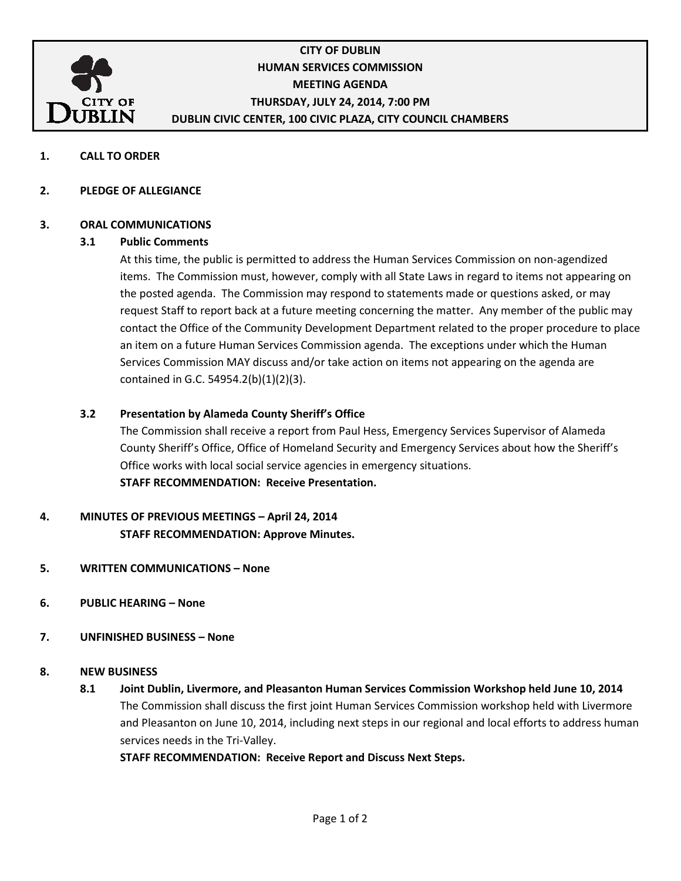# CITY OF DUBLIN
## HUMAN SERVICES COMMISSION
## MEETING AGENDA
**THURSDAY, JULY 24, 2014, 7:00 PM**

**DUBLIN CIVIC CENTER, 100 CIVIC PLAZA, CITY COUNCIL CHAMBERS**

**1. CALL TO ORDER**

**2. PLEDGE OF ALLEGIANCE**

**3. ORAL COMMUNICATIONS**

**3.1 Public Comments**

At this time, the public is permitted to address the Human Services Commission on non-agendized items. The Commission must, however, comply with all State Laws in regard to items not appearing on the posted agenda. The Commission may respond to statements made or questions asked, or may request Staff to report back at a future meeting concerning the matter. Any member of the public may contact the Office of the Community Development Department related to the proper procedure to place an item on a future Human Services Commission agenda. The exceptions under which the Human Services Commission MAY discuss and/or take action on items not appearing on the agenda are contained in G.C. 54954.2(b)(1)(2)(3).

**3.2 Presentation by Alameda County Sheriff's Office**

The Commission shall receive a report from Paul Hess, Emergency Services Supervisor of Alameda County Sheriff's Office, Office of Homeland Security and Emergency Services about how the Sheriff's Office works with local social service agencies in emergency situations.

**STAFF RECOMMENDATION: Receive Presentation.**

**4. MINUTES OF PREVIOUS MEETINGS – April 24, 2014**

**STAFF RECOMMENDATION: Approve Minutes.**

**5. WRITTEN COMMUNICATIONS – None**

**6. PUBLIC HEARING – None**

**7. UNFINISHED BUSINESS – None**

**8. NEW BUSINESS**

**8.1 Joint Dublin, Livermore, and Pleasanton Human Services Commission Workshop held June 10, 2014**

The Commission shall discuss the first joint Human Services Commission workshop held with Livermore and Pleasanton on June 10, 2014, including next steps in our regional and local efforts to address human services needs in the Tri-Valley.

**STAFF RECOMMENDATION: Receive Report and Discuss Next Steps.**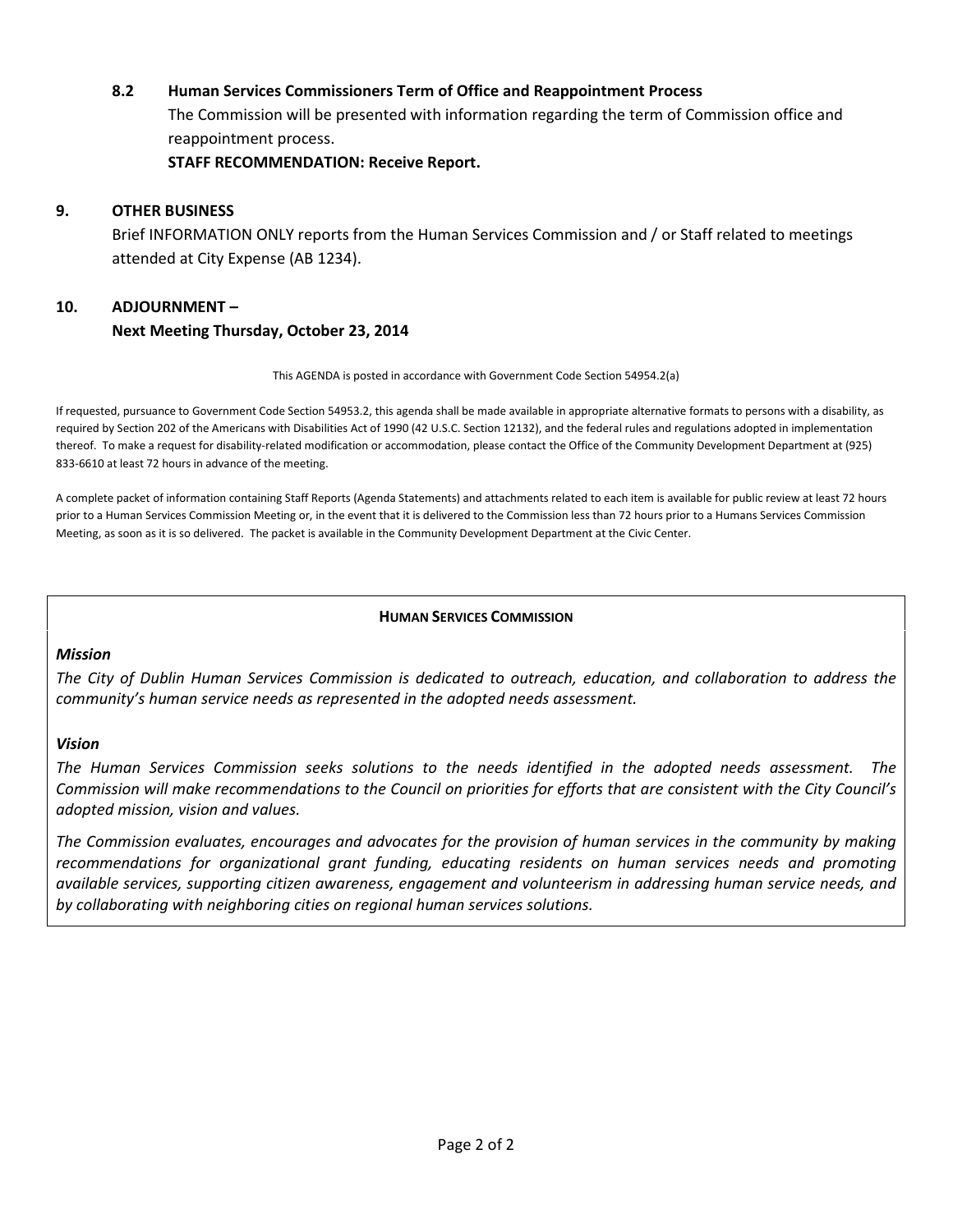### 8.2 Human Services Commissioners Term of Office and Reappointment Process

The Commission will be presented with information regarding the term of Commission office and reappointment process.

**STAFF RECOMMENDATION: Receive Report.**

## 9. OTHER BUSINESS

Brief INFORMATION ONLY reports from the Human Services Commission and / or Staff related to meetings attended at City Expense (AB 1234).

## 10. ADJOURNMENT –

**Next Meeting Thursday, October 23, 2014**

This AGENDA is posted in accordance with Government Code Section 54954.2(a)

If requested, pursuance to Government Code Section 54953.2, this agenda shall be made available in appropriate alternative formats to persons with a disability, as required by Section 202 of the Americans with Disabilities Act of 1990 (42 U.S.C. Section 12132), and the federal rules and regulations adopted in implementation thereof. To make a request for disability-related modification or accommodation, please contact the Office of the Community Development Department at (925) 833-6610 at least 72 hours in advance of the meeting.

A complete packet of information containing Staff Reports (Agenda Statements) and attachments related to each item is available for public review at least 72 hours prior to a Human Services Commission Meeting or, in the event that it is delivered to the Commission less than 72 hours prior to a Humans Services Commission Meeting, as soon as it is so delivered. The packet is available in the Community Development Department at the Civic Center.

---

**HUMAN SERVICES COMMISSION**

***Mission***

*The City of Dublin Human Services Commission is dedicated to outreach, education, and collaboration to address the community's human service needs as represented in the adopted needs assessment.*

***Vision***

*The Human Services Commission seeks solutions to the needs identified in the adopted needs assessment. The Commission will make recommendations to the Council on priorities for efforts that are consistent with the City Council's adopted mission, vision and values.*

*The Commission evaluates, encourages and advocates for the provision of human services in the community by making recommendations for organizational grant funding, educating residents on human services needs and promoting available services, supporting citizen awareness, engagement and volunteerism in addressing human service needs, and by collaborating with neighboring cities on regional human services solutions.*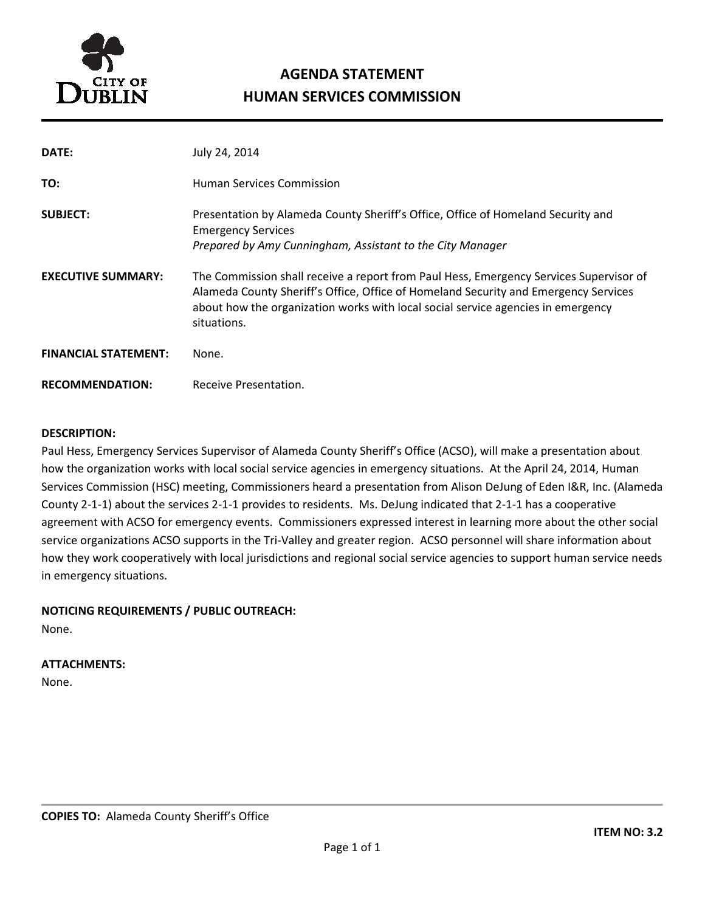# AGENDA STATEMENT
# HUMAN SERVICES COMMISSION

| | |
|---|---|
| **DATE:** | July 24, 2014 |
| **TO:** | Human Services Commission |
| **SUBJECT:** | Presentation by Alameda County Sheriff's Office, Office of Homeland Security and Emergency Services<br>*Prepared by Amy Cunningham, Assistant to the City Manager* |
| **EXECUTIVE SUMMARY:** | The Commission shall receive a report from Paul Hess, Emergency Services Supervisor of Alameda County Sheriff's Office, Office of Homeland Security and Emergency Services about how the organization works with local social service agencies in emergency situations. |
| **FINANCIAL STATEMENT:** | None. |
| **RECOMMENDATION:** | Receive Presentation. |

**DESCRIPTION:**

Paul Hess, Emergency Services Supervisor of Alameda County Sheriff's Office (ACSO), will make a presentation about how the organization works with local social service agencies in emergency situations. At the April 24, 2014, Human Services Commission (HSC) meeting, Commissioners heard a presentation from Alison DeJung of Eden I&R, Inc. (Alameda County 2-1-1) about the services 2-1-1 provides to residents. Ms. DeJung indicated that 2-1-1 has a cooperative agreement with ACSO for emergency events. Commissioners expressed interest in learning more about the other social service organizations ACSO supports in the Tri-Valley and greater region. ACSO personnel will share information about how they work cooperatively with local jurisdictions and regional social service agencies to support human service needs in emergency situations.

**NOTICING REQUIREMENTS / PUBLIC OUTREACH:**

None.

**ATTACHMENTS:**

None.

---

**COPIES TO:** Alameda County Sheriff's Office

**ITEM NO: 3.2**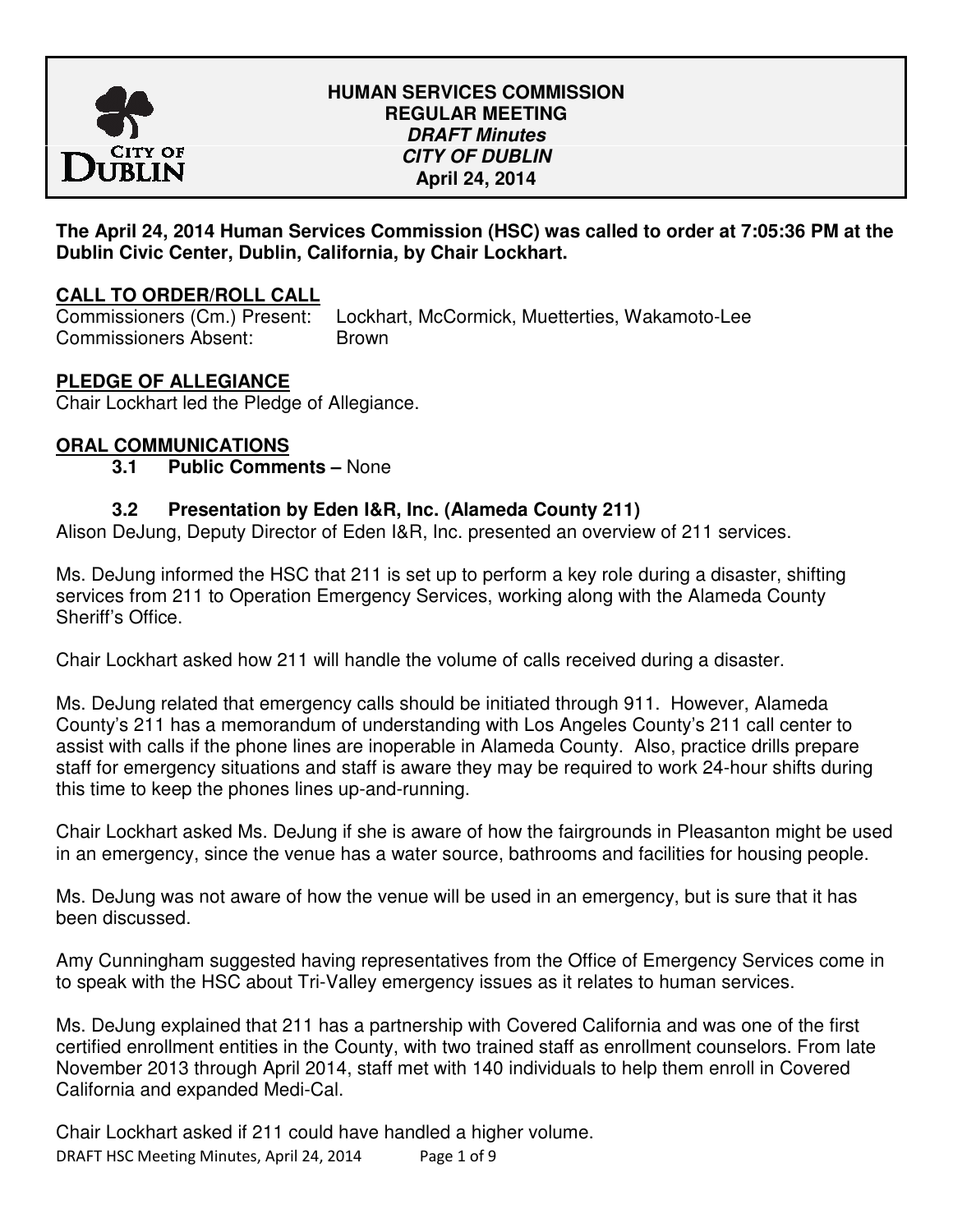# HUMAN SERVICES COMMISSION
## REGULAR MEETING
### *DRAFT Minutes*
### *CITY OF DUBLIN*
### April 24, 2014

**The April 24, 2014 Human Services Commission (HSC) was called to order at 7:05:36 PM at the Dublin Civic Center, Dublin, California, by Chair Lockhart.**

**CALL TO ORDER/ROLL CALL**

Commissioners (Cm.) Present: Lockhart, McCormick, Muetterties, Wakamoto-Lee
Commissioners Absent: Brown

**PLEDGE OF ALLEGIANCE**

Chair Lockhart led the Pledge of Allegiance.

**ORAL COMMUNICATIONS**

**3.1 Public Comments –** None

**3.2 Presentation by Eden I&R, Inc. (Alameda County 211)**

Alison DeJung, Deputy Director of Eden I&R, Inc. presented an overview of 211 services.

Ms. DeJung informed the HSC that 211 is set up to perform a key role during a disaster, shifting services from 211 to Operation Emergency Services, working along with the Alameda County Sheriff's Office.

Chair Lockhart asked how 211 will handle the volume of calls received during a disaster.

Ms. DeJung related that emergency calls should be initiated through 911. However, Alameda County's 211 has a memorandum of understanding with Los Angeles County's 211 call center to assist with calls if the phone lines are inoperable in Alameda County. Also, practice drills prepare staff for emergency situations and staff is aware they may be required to work 24-hour shifts during this time to keep the phones lines up-and-running.

Chair Lockhart asked Ms. DeJung if she is aware of how the fairgrounds in Pleasanton might be used in an emergency, since the venue has a water source, bathrooms and facilities for housing people.

Ms. DeJung was not aware of how the venue will be used in an emergency, but is sure that it has been discussed.

Amy Cunningham suggested having representatives from the Office of Emergency Services come in to speak with the HSC about Tri-Valley emergency issues as it relates to human services.

Ms. DeJung explained that 211 has a partnership with Covered California and was one of the first certified enrollment entities in the County, with two trained staff as enrollment counselors. From late November 2013 through April 2014, staff met with 140 individuals to help them enroll in Covered California and expanded Medi-Cal.

Chair Lockhart asked if 211 could have handled a higher volume.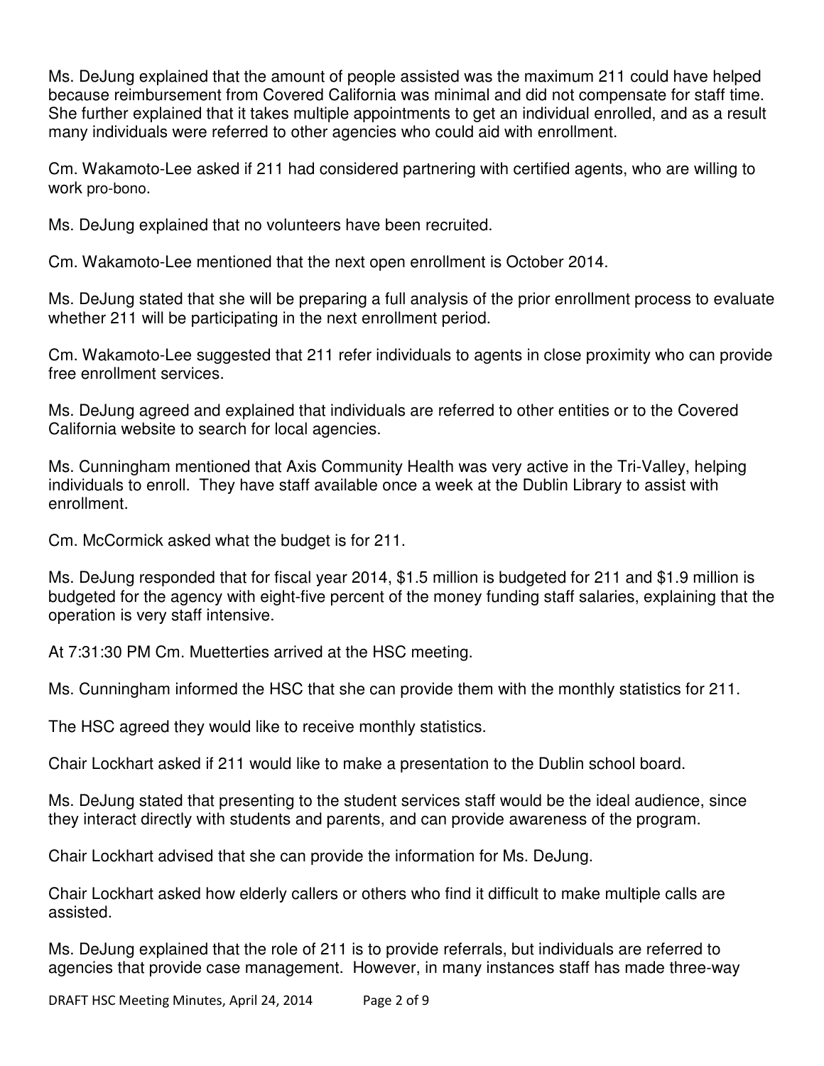Ms. DeJung explained that the amount of people assisted was the maximum 211 could have helped because reimbursement from Covered California was minimal and did not compensate for staff time. She further explained that it takes multiple appointments to get an individual enrolled, and as a result many individuals were referred to other agencies who could aid with enrollment.

Cm. Wakamoto-Lee asked if 211 had considered partnering with certified agents, who are willing to work pro-bono.

Ms. DeJung explained that no volunteers have been recruited.

Cm. Wakamoto-Lee mentioned that the next open enrollment is October 2014.

Ms. DeJung stated that she will be preparing a full analysis of the prior enrollment process to evaluate whether 211 will be participating in the next enrollment period.

Cm. Wakamoto-Lee suggested that 211 refer individuals to agents in close proximity who can provide free enrollment services.

Ms. DeJung agreed and explained that individuals are referred to other entities or to the Covered California website to search for local agencies.

Ms. Cunningham mentioned that Axis Community Health was very active in the Tri-Valley, helping individuals to enroll. They have staff available once a week at the Dublin Library to assist with enrollment.

Cm. McCormick asked what the budget is for 211.

Ms. DeJung responded that for fiscal year 2014, $1.5 million is budgeted for 211 and $1.9 million is budgeted for the agency with eight-five percent of the money funding staff salaries, explaining that the operation is very staff intensive.

At 7:31:30 PM Cm. Muetterties arrived at the HSC meeting.

Ms. Cunningham informed the HSC that she can provide them with the monthly statistics for 211.

The HSC agreed they would like to receive monthly statistics.

Chair Lockhart asked if 211 would like to make a presentation to the Dublin school board.

Ms. DeJung stated that presenting to the student services staff would be the ideal audience, since they interact directly with students and parents, and can provide awareness of the program.

Chair Lockhart advised that she can provide the information for Ms. DeJung.

Chair Lockhart asked how elderly callers or others who find it difficult to make multiple calls are assisted.

Ms. DeJung explained that the role of 211 is to provide referrals, but individuals are referred to agencies that provide case management. However, in many instances staff has made three-way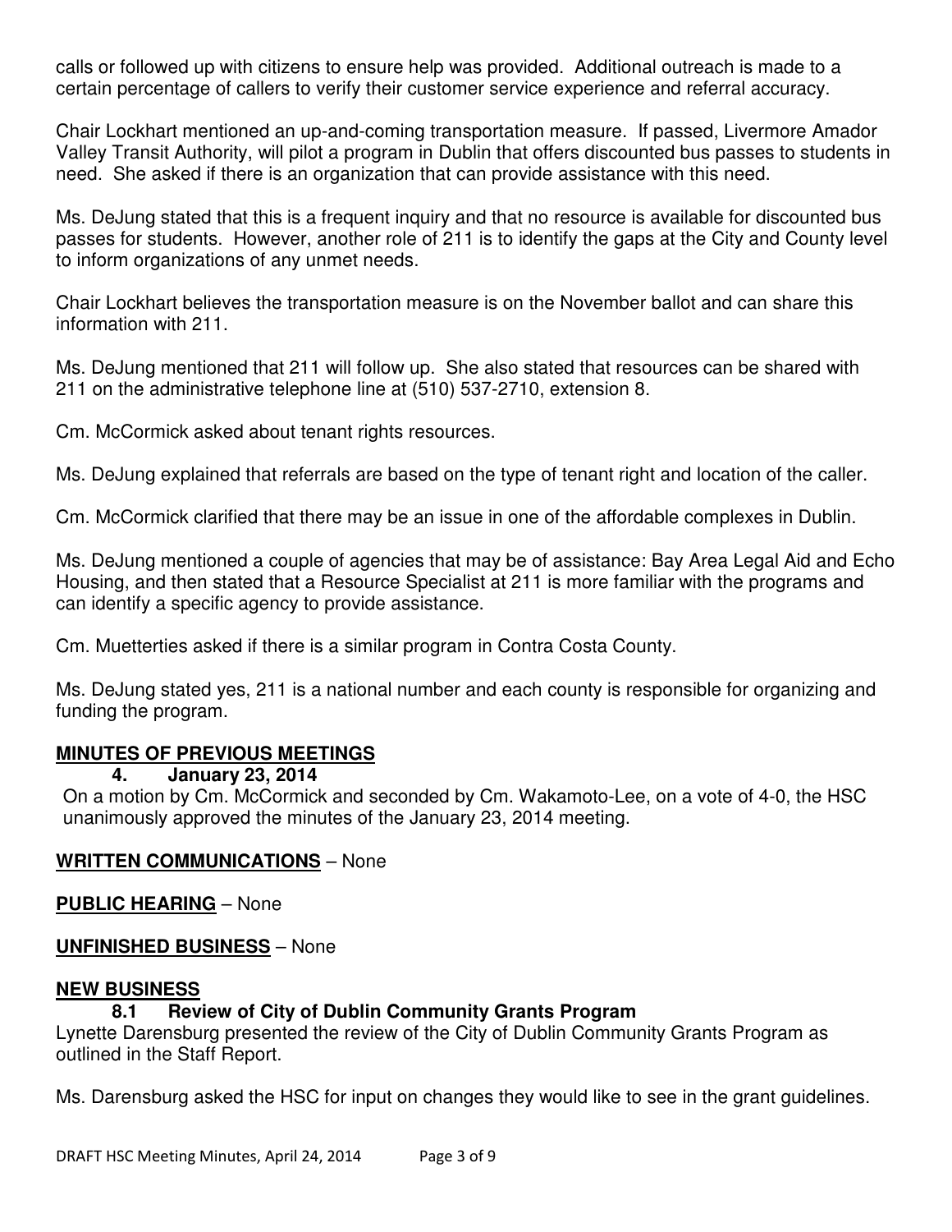calls or followed up with citizens to ensure help was provided. Additional outreach is made to a certain percentage of callers to verify their customer service experience and referral accuracy.

Chair Lockhart mentioned an up-and-coming transportation measure. If passed, Livermore Amador Valley Transit Authority, will pilot a program in Dublin that offers discounted bus passes to students in need. She asked if there is an organization that can provide assistance with this need.

Ms. DeJung stated that this is a frequent inquiry and that no resource is available for discounted bus passes for students. However, another role of 211 is to identify the gaps at the City and County level to inform organizations of any unmet needs.

Chair Lockhart believes the transportation measure is on the November ballot and can share this information with 211.

Ms. DeJung mentioned that 211 will follow up. She also stated that resources can be shared with 211 on the administrative telephone line at (510) 537-2710, extension 8.

Cm. McCormick asked about tenant rights resources.

Ms. DeJung explained that referrals are based on the type of tenant right and location of the caller.

Cm. McCormick clarified that there may be an issue in one of the affordable complexes in Dublin.

Ms. DeJung mentioned a couple of agencies that may be of assistance: Bay Area Legal Aid and Echo Housing, and then stated that a Resource Specialist at 211 is more familiar with the programs and can identify a specific agency to provide assistance.

Cm. Muetterties asked if there is a similar program in Contra Costa County.

Ms. DeJung stated yes, 211 is a national number and each county is responsible for organizing and funding the program.

## MINUTES OF PREVIOUS MEETINGS

### 4. January 23, 2014

On a motion by Cm. McCormick and seconded by Cm. Wakamoto-Lee, on a vote of 4-0, the HSC unanimously approved the minutes of the January 23, 2014 meeting.

## WRITTEN COMMUNICATIONS – None

## PUBLIC HEARING – None

## UNFINISHED BUSINESS – None

## NEW BUSINESS

### 8.1 Review of City of Dublin Community Grants Program

Lynette Darensburg presented the review of the City of Dublin Community Grants Program as outlined in the Staff Report.

Ms. Darensburg asked the HSC for input on changes they would like to see in the grant guidelines.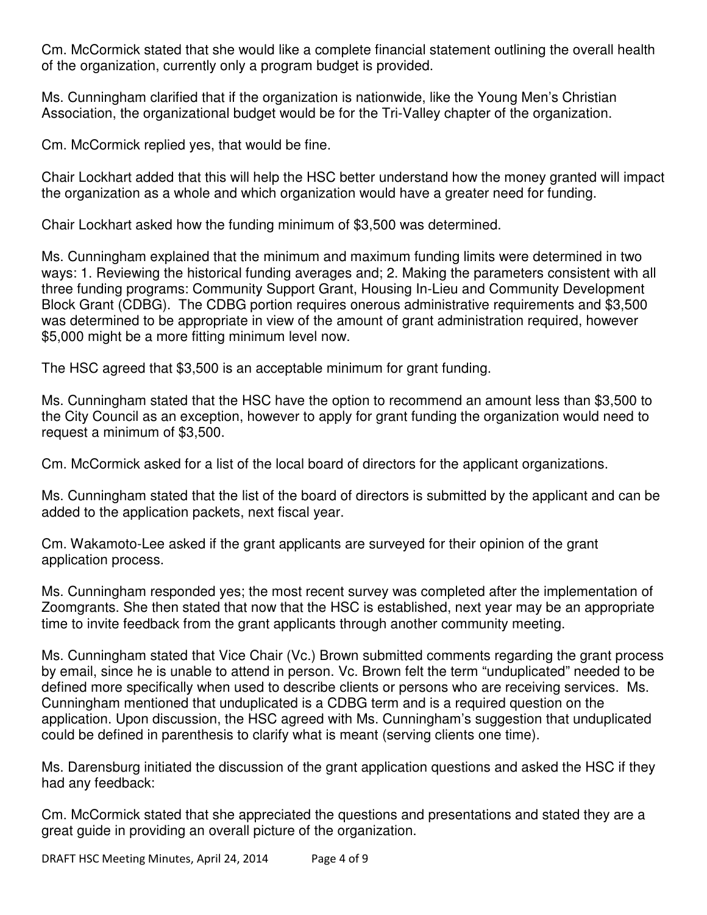Cm. McCormick stated that she would like a complete financial statement outlining the overall health of the organization, currently only a program budget is provided.

Ms. Cunningham clarified that if the organization is nationwide, like the Young Men's Christian Association, the organizational budget would be for the Tri-Valley chapter of the organization.

Cm. McCormick replied yes, that would be fine.

Chair Lockhart added that this will help the HSC better understand how the money granted will impact the organization as a whole and which organization would have a greater need for funding.

Chair Lockhart asked how the funding minimum of $3,500 was determined.

Ms. Cunningham explained that the minimum and maximum funding limits were determined in two ways: 1. Reviewing the historical funding averages and; 2. Making the parameters consistent with all three funding programs: Community Support Grant, Housing In-Lieu and Community Development Block Grant (CDBG). The CDBG portion requires onerous administrative requirements and $3,500 was determined to be appropriate in view of the amount of grant administration required, however $5,000 might be a more fitting minimum level now.

The HSC agreed that $3,500 is an acceptable minimum for grant funding.

Ms. Cunningham stated that the HSC have the option to recommend an amount less than $3,500 to the City Council as an exception, however to apply for grant funding the organization would need to request a minimum of $3,500.

Cm. McCormick asked for a list of the local board of directors for the applicant organizations.

Ms. Cunningham stated that the list of the board of directors is submitted by the applicant and can be added to the application packets, next fiscal year.

Cm. Wakamoto-Lee asked if the grant applicants are surveyed for their opinion of the grant application process.

Ms. Cunningham responded yes; the most recent survey was completed after the implementation of Zoomgrants. She then stated that now that the HSC is established, next year may be an appropriate time to invite feedback from the grant applicants through another community meeting.

Ms. Cunningham stated that Vice Chair (Vc.) Brown submitted comments regarding the grant process by email, since he is unable to attend in person. Vc. Brown felt the term "unduplicated" needed to be defined more specifically when used to describe clients or persons who are receiving services. Ms. Cunningham mentioned that unduplicated is a CDBG term and is a required question on the application. Upon discussion, the HSC agreed with Ms. Cunningham's suggestion that unduplicated could be defined in parenthesis to clarify what is meant (serving clients one time).

Ms. Darensburg initiated the discussion of the grant application questions and asked the HSC if they had any feedback:

Cm. McCormick stated that she appreciated the questions and presentations and stated they are a great guide in providing an overall picture of the organization.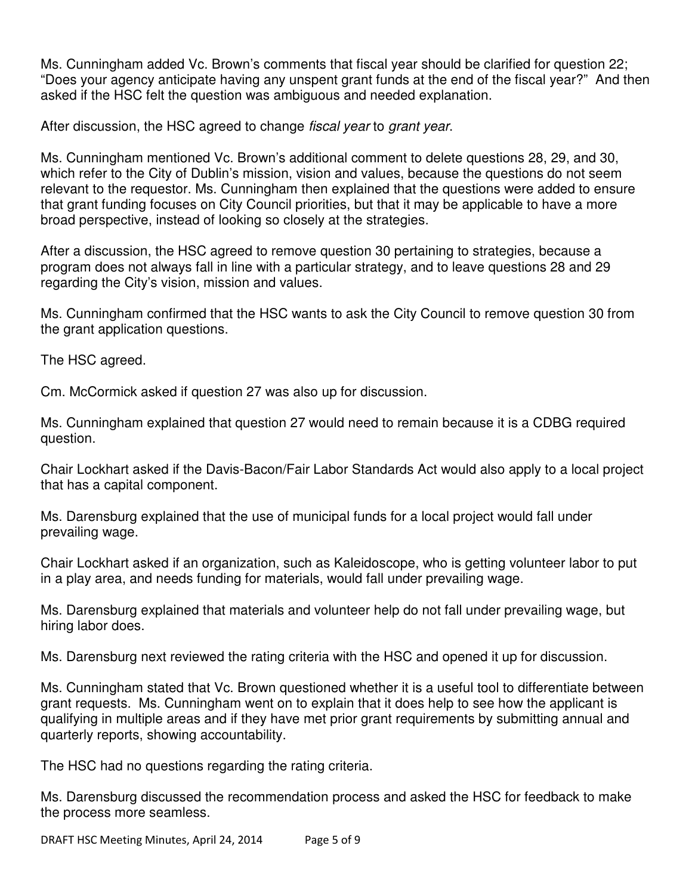Ms. Cunningham added Vc. Brown's comments that fiscal year should be clarified for question 22; "Does your agency anticipate having any unspent grant funds at the end of the fiscal year?" And then asked if the HSC felt the question was ambiguous and needed explanation.

After discussion, the HSC agreed to change *fiscal year* to *grant year*.

Ms. Cunningham mentioned Vc. Brown's additional comment to delete questions 28, 29, and 30, which refer to the City of Dublin's mission, vision and values, because the questions do not seem relevant to the requestor. Ms. Cunningham then explained that the questions were added to ensure that grant funding focuses on City Council priorities, but that it may be applicable to have a more broad perspective, instead of looking so closely at the strategies.

After a discussion, the HSC agreed to remove question 30 pertaining to strategies, because a program does not always fall in line with a particular strategy, and to leave questions 28 and 29 regarding the City's vision, mission and values.

Ms. Cunningham confirmed that the HSC wants to ask the City Council to remove question 30 from the grant application questions.

The HSC agreed.

Cm. McCormick asked if question 27 was also up for discussion.

Ms. Cunningham explained that question 27 would need to remain because it is a CDBG required question.

Chair Lockhart asked if the Davis-Bacon/Fair Labor Standards Act would also apply to a local project that has a capital component.

Ms. Darensburg explained that the use of municipal funds for a local project would fall under prevailing wage.

Chair Lockhart asked if an organization, such as Kaleidoscope, who is getting volunteer labor to put in a play area, and needs funding for materials, would fall under prevailing wage.

Ms. Darensburg explained that materials and volunteer help do not fall under prevailing wage, but hiring labor does.

Ms. Darensburg next reviewed the rating criteria with the HSC and opened it up for discussion.

Ms. Cunningham stated that Vc. Brown questioned whether it is a useful tool to differentiate between grant requests. Ms. Cunningham went on to explain that it does help to see how the applicant is qualifying in multiple areas and if they have met prior grant requirements by submitting annual and quarterly reports, showing accountability.

The HSC had no questions regarding the rating criteria.

Ms. Darensburg discussed the recommendation process and asked the HSC for feedback to make the process more seamless.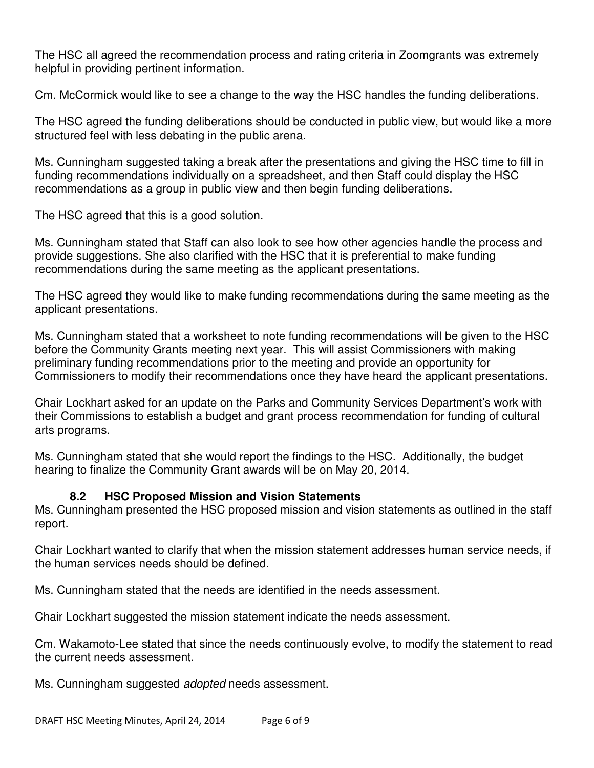The HSC all agreed the recommendation process and rating criteria in Zoomgrants was extremely helpful in providing pertinent information.

Cm. McCormick would like to see a change to the way the HSC handles the funding deliberations.

The HSC agreed the funding deliberations should be conducted in public view, but would like a more structured feel with less debating in the public arena.

Ms. Cunningham suggested taking a break after the presentations and giving the HSC time to fill in funding recommendations individually on a spreadsheet, and then Staff could display the HSC recommendations as a group in public view and then begin funding deliberations.

The HSC agreed that this is a good solution.

Ms. Cunningham stated that Staff can also look to see how other agencies handle the process and provide suggestions. She also clarified with the HSC that it is preferential to make funding recommendations during the same meeting as the applicant presentations.

The HSC agreed they would like to make funding recommendations during the same meeting as the applicant presentations.

Ms. Cunningham stated that a worksheet to note funding recommendations will be given to the HSC before the Community Grants meeting next year. This will assist Commissioners with making preliminary funding recommendations prior to the meeting and provide an opportunity for Commissioners to modify their recommendations once they have heard the applicant presentations.

Chair Lockhart asked for an update on the Parks and Community Services Department's work with their Commissions to establish a budget and grant process recommendation for funding of cultural arts programs.

Ms. Cunningham stated that she would report the findings to the HSC. Additionally, the budget hearing to finalize the Community Grant awards will be on May 20, 2014.

### 8.2 HSC Proposed Mission and Vision Statements

Ms. Cunningham presented the HSC proposed mission and vision statements as outlined in the staff report.

Chair Lockhart wanted to clarify that when the mission statement addresses human service needs, if the human services needs should be defined.

Ms. Cunningham stated that the needs are identified in the needs assessment.

Chair Lockhart suggested the mission statement indicate the needs assessment.

Cm. Wakamoto-Lee stated that since the needs continuously evolve, to modify the statement to read the current needs assessment.

Ms. Cunningham suggested *adopted* needs assessment.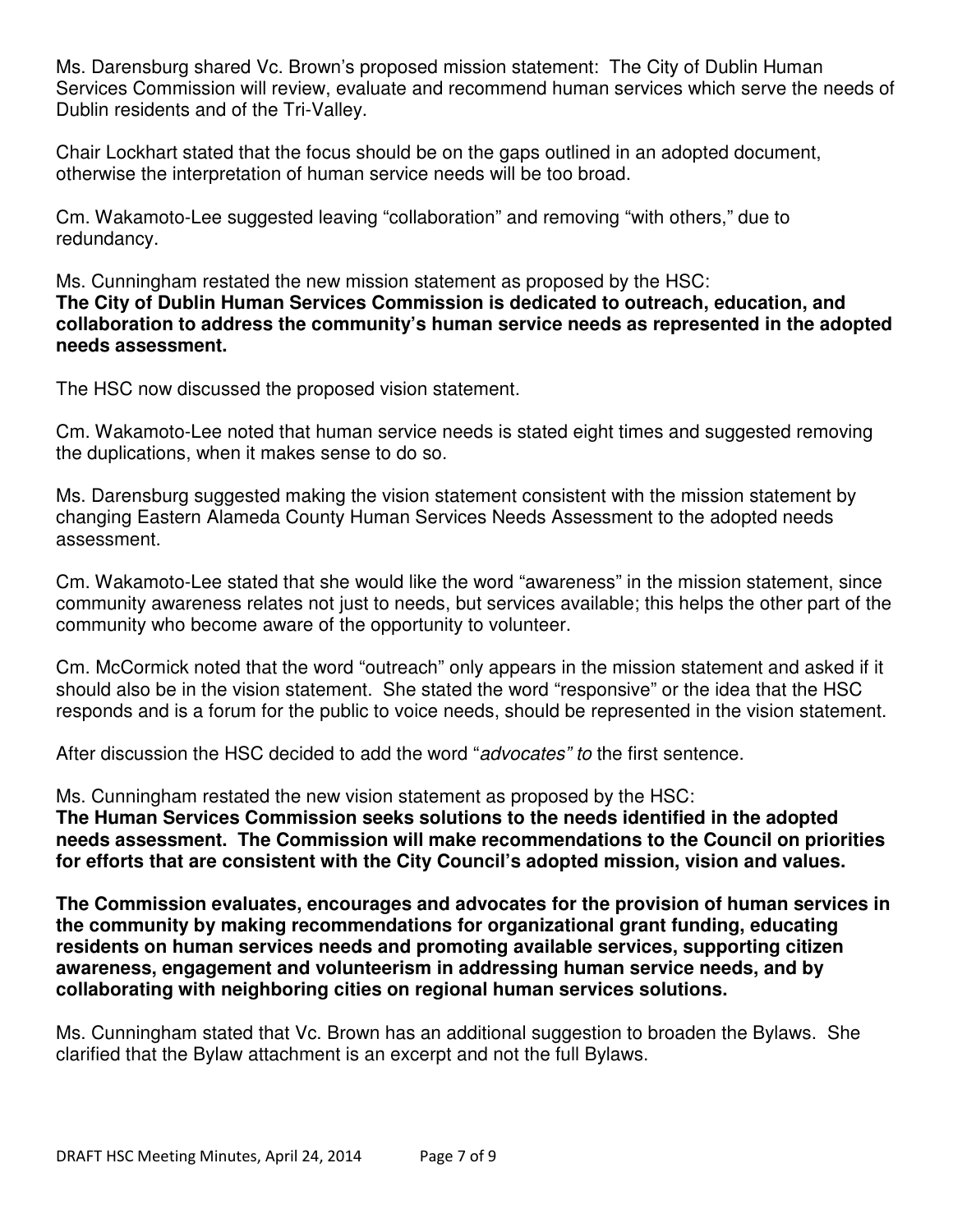Ms. Darensburg shared Vc. Brown's proposed mission statement: The City of Dublin Human Services Commission will review, evaluate and recommend human services which serve the needs of Dublin residents and of the Tri-Valley.

Chair Lockhart stated that the focus should be on the gaps outlined in an adopted document, otherwise the interpretation of human service needs will be too broad.

Cm. Wakamoto-Lee suggested leaving "collaboration" and removing "with others," due to redundancy.

Ms. Cunningham restated the new mission statement as proposed by the HSC:
**The City of Dublin Human Services Commission is dedicated to outreach, education, and collaboration to address the community's human service needs as represented in the adopted needs assessment.**

The HSC now discussed the proposed vision statement.

Cm. Wakamoto-Lee noted that human service needs is stated eight times and suggested removing the duplications, when it makes sense to do so.

Ms. Darensburg suggested making the vision statement consistent with the mission statement by changing Eastern Alameda County Human Services Needs Assessment to the adopted needs assessment.

Cm. Wakamoto-Lee stated that she would like the word "awareness" in the mission statement, since community awareness relates not just to needs, but services available; this helps the other part of the community who become aware of the opportunity to volunteer.

Cm. McCormick noted that the word "outreach" only appears in the mission statement and asked if it should also be in the vision statement. She stated the word "responsive" or the idea that the HSC responds and is a forum for the public to voice needs, should be represented in the vision statement.

After discussion the HSC decided to add the word "*advocates" to* the first sentence.

Ms. Cunningham restated the new vision statement as proposed by the HSC:
**The Human Services Commission seeks solutions to the needs identified in the adopted needs assessment. The Commission will make recommendations to the Council on priorities for efforts that are consistent with the City Council's adopted mission, vision and values.**

**The Commission evaluates, encourages and advocates for the provision of human services in the community by making recommendations for organizational grant funding, educating residents on human services needs and promoting available services, supporting citizen awareness, engagement and volunteerism in addressing human service needs, and by collaborating with neighboring cities on regional human services solutions.**

Ms. Cunningham stated that Vc. Brown has an additional suggestion to broaden the Bylaws. She clarified that the Bylaw attachment is an excerpt and not the full Bylaws.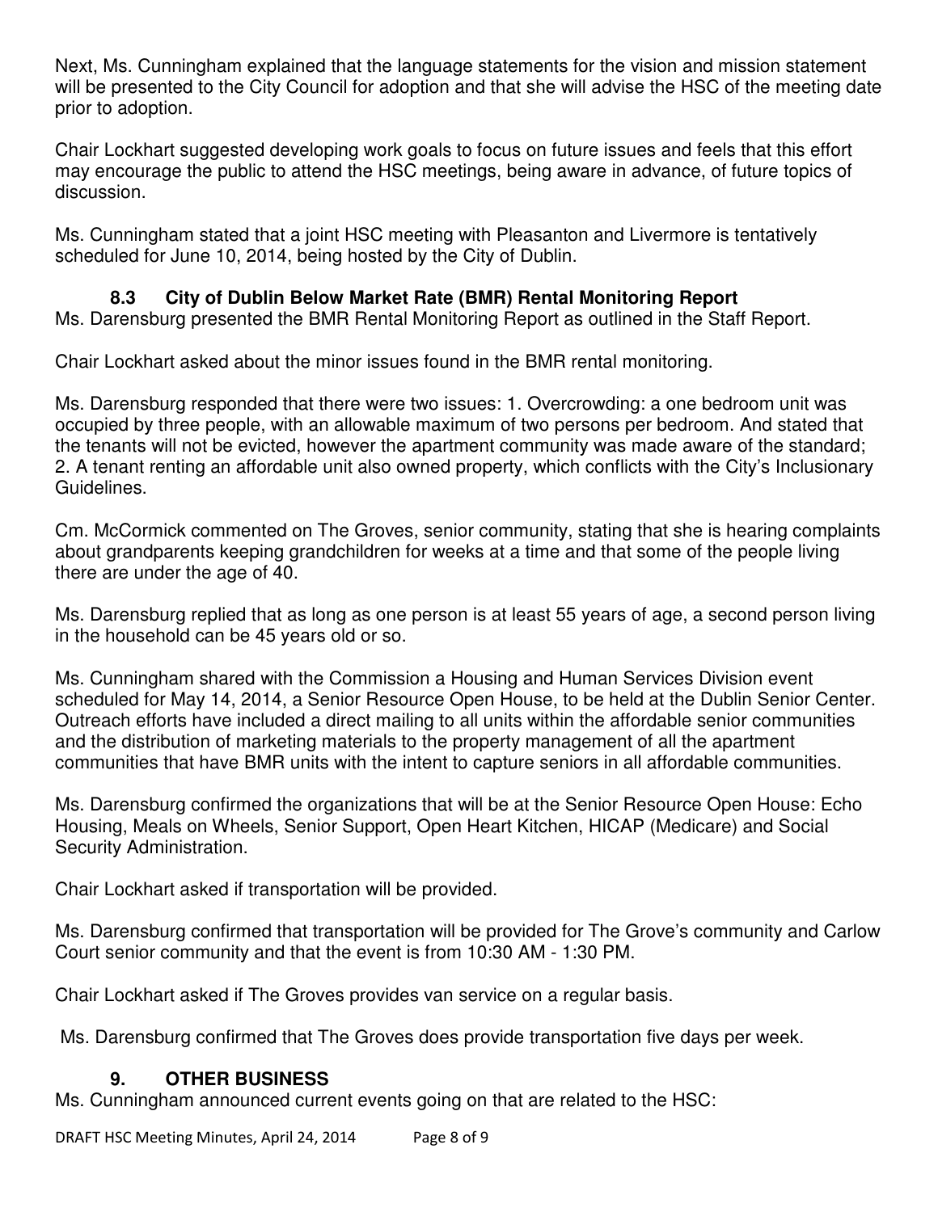Next, Ms. Cunningham explained that the language statements for the vision and mission statement will be presented to the City Council for adoption and that she will advise the HSC of the meeting date prior to adoption.

Chair Lockhart suggested developing work goals to focus on future issues and feels that this effort may encourage the public to attend the HSC meetings, being aware in advance, of future topics of discussion.

Ms. Cunningham stated that a joint HSC meeting with Pleasanton and Livermore is tentatively scheduled for June 10, 2014, being hosted by the City of Dublin.

### 8.3 City of Dublin Below Market Rate (BMR) Rental Monitoring Report

Ms. Darensburg presented the BMR Rental Monitoring Report as outlined in the Staff Report.

Chair Lockhart asked about the minor issues found in the BMR rental monitoring.

Ms. Darensburg responded that there were two issues: 1. Overcrowding: a one bedroom unit was occupied by three people, with an allowable maximum of two persons per bedroom. And stated that the tenants will not be evicted, however the apartment community was made aware of the standard; 2. A tenant renting an affordable unit also owned property, which conflicts with the City's Inclusionary Guidelines.

Cm. McCormick commented on The Groves, senior community, stating that she is hearing complaints about grandparents keeping grandchildren for weeks at a time and that some of the people living there are under the age of 40.

Ms. Darensburg replied that as long as one person is at least 55 years of age, a second person living in the household can be 45 years old or so.

Ms. Cunningham shared with the Commission a Housing and Human Services Division event scheduled for May 14, 2014, a Senior Resource Open House, to be held at the Dublin Senior Center. Outreach efforts have included a direct mailing to all units within the affordable senior communities and the distribution of marketing materials to the property management of all the apartment communities that have BMR units with the intent to capture seniors in all affordable communities.

Ms. Darensburg confirmed the organizations that will be at the Senior Resource Open House: Echo Housing, Meals on Wheels, Senior Support, Open Heart Kitchen, HICAP (Medicare) and Social Security Administration.

Chair Lockhart asked if transportation will be provided.

Ms. Darensburg confirmed that transportation will be provided for The Grove's community and Carlow Court senior community and that the event is from 10:30 AM - 1:30 PM.

Chair Lockhart asked if The Groves provides van service on a regular basis.

Ms. Darensburg confirmed that The Groves does provide transportation five days per week.

## 9. OTHER BUSINESS

Ms. Cunningham announced current events going on that are related to the HSC: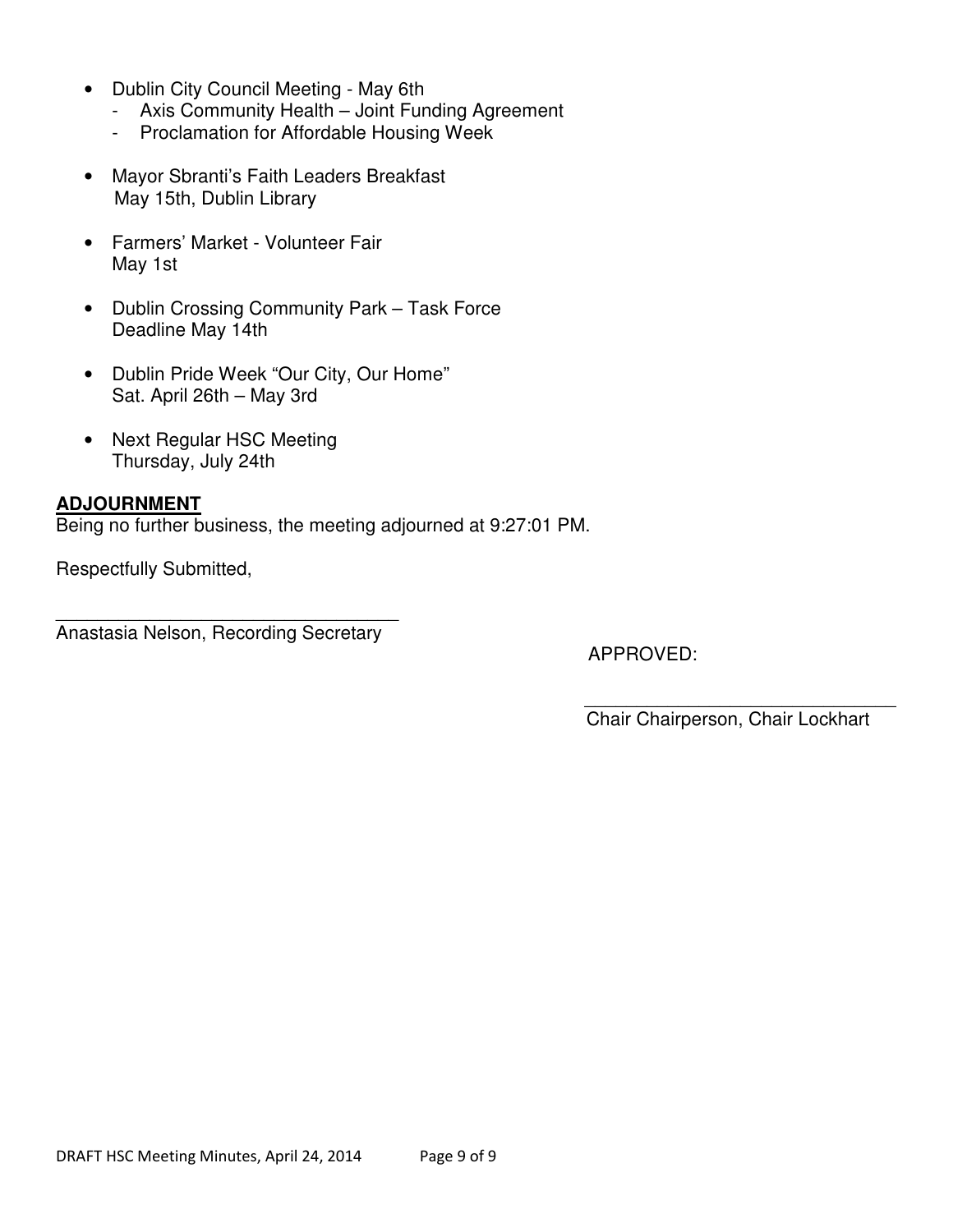- Dublin City Council Meeting - May 6th
  - Axis Community Health – Joint Funding Agreement
  - Proclamation for Affordable Housing Week

- Mayor Sbranti's Faith Leaders Breakfast
  May 15th, Dublin Library

- Farmers' Market - Volunteer Fair
  May 1st

- Dublin Crossing Community Park – Task Force
  Deadline May 14th

- Dublin Pride Week "Our City, Our Home"
  Sat. April 26th – May 3rd

- Next Regular HSC Meeting
  Thursday, July 24th

**ADJOURNMENT**

Being no further business, the meeting adjourned at 9:27:01 PM.

Respectfully Submitted,

\_\_\_\_\_\_\_\_\_\_\_\_\_\_\_\_\_\_\_\_\_\_\_\_\_\_\_\_\_\_\_\_\_\_\_

Anastasia Nelson, Recording Secretary

APPROVED:

\_\_\_\_\_\_\_\_\_\_\_\_\_\_\_\_\_\_\_\_\_\_\_\_\_\_\_\_\_\_\_\_\_

Chair Chairperson, Chair Lockhart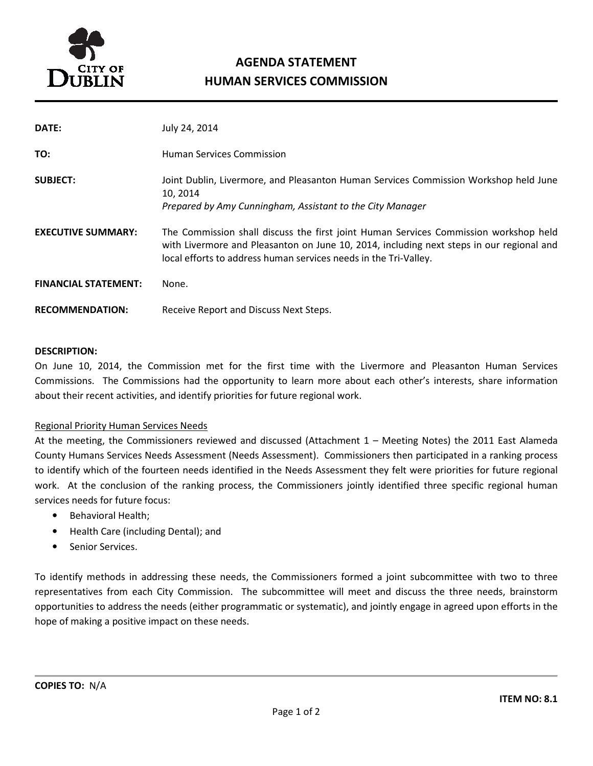# AGENDA STATEMENT
## HUMAN SERVICES COMMISSION

| | |
|---|---|
| **DATE:** | July 24, 2014 |
| **TO:** | Human Services Commission |
| **SUBJECT:** | Joint Dublin, Livermore, and Pleasanton Human Services Commission Workshop held June 10, 2014<br>*Prepared by Amy Cunningham, Assistant to the City Manager* |
| **EXECUTIVE SUMMARY:** | The Commission shall discuss the first joint Human Services Commission workshop held with Livermore and Pleasanton on June 10, 2014, including next steps in our regional and local efforts to address human services needs in the Tri-Valley. |
| **FINANCIAL STATEMENT:** | None. |
| **RECOMMENDATION:** | Receive Report and Discuss Next Steps. |

**DESCRIPTION:**

On June 10, 2014, the Commission met for the first time with the Livermore and Pleasanton Human Services Commissions. The Commissions had the opportunity to learn more about each other's interests, share information about their recent activities, and identify priorities for future regional work.

Regional Priority Human Services Needs

At the meeting, the Commissioners reviewed and discussed (Attachment 1 – Meeting Notes) the 2011 East Alameda County Humans Services Needs Assessment (Needs Assessment). Commissioners then participated in a ranking process to identify which of the fourteen needs identified in the Needs Assessment they felt were priorities for future regional work. At the conclusion of the ranking process, the Commissioners jointly identified three specific regional human services needs for future focus:

- Behavioral Health;
- Health Care (including Dental); and
- Senior Services.

To identify methods in addressing these needs, the Commissioners formed a joint subcommittee with two to three representatives from each City Commission. The subcommittee will meet and discuss the three needs, brainstorm opportunities to address the needs (either programmatic or systematic), and jointly engage in agreed upon efforts in the hope of making a positive impact on these needs.

**COPIES TO:** N/A

**ITEM NO: 8.1**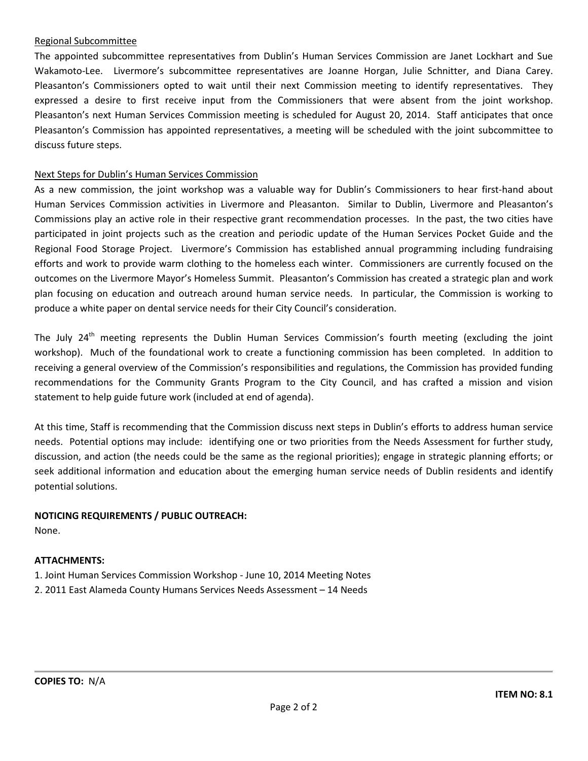Regional Subcommittee

The appointed subcommittee representatives from Dublin's Human Services Commission are Janet Lockhart and Sue Wakamoto-Lee. Livermore's subcommittee representatives are Joanne Horgan, Julie Schnitter, and Diana Carey. Pleasanton's Commissioners opted to wait until their next Commission meeting to identify representatives. They expressed a desire to first receive input from the Commissioners that were absent from the joint workshop. Pleasanton's next Human Services Commission meeting is scheduled for August 20, 2014. Staff anticipates that once Pleasanton's Commission has appointed representatives, a meeting will be scheduled with the joint subcommittee to discuss future steps.

Next Steps for Dublin's Human Services Commission

As a new commission, the joint workshop was a valuable way for Dublin's Commissioners to hear first-hand about Human Services Commission activities in Livermore and Pleasanton. Similar to Dublin, Livermore and Pleasanton's Commissions play an active role in their respective grant recommendation processes. In the past, the two cities have participated in joint projects such as the creation and periodic update of the Human Services Pocket Guide and the Regional Food Storage Project. Livermore's Commission has established annual programming including fundraising efforts and work to provide warm clothing to the homeless each winter. Commissioners are currently focused on the outcomes on the Livermore Mayor's Homeless Summit. Pleasanton's Commission has created a strategic plan and work plan focusing on education and outreach around human service needs. In particular, the Commission is working to produce a white paper on dental service needs for their City Council's consideration.

The July 24th meeting represents the Dublin Human Services Commission's fourth meeting (excluding the joint workshop). Much of the foundational work to create a functioning commission has been completed. In addition to receiving a general overview of the Commission's responsibilities and regulations, the Commission has provided funding recommendations for the Community Grants Program to the City Council, and has crafted a mission and vision statement to help guide future work (included at end of agenda).

At this time, Staff is recommending that the Commission discuss next steps in Dublin's efforts to address human service needs. Potential options may include: identifying one or two priorities from the Needs Assessment for further study, discussion, and action (the needs could be the same as the regional priorities); engage in strategic planning efforts; or seek additional information and education about the emerging human service needs of Dublin residents and identify potential solutions.

**NOTICING REQUIREMENTS / PUBLIC OUTREACH:**

None.

**ATTACHMENTS:**

1. Joint Human Services Commission Workshop - June 10, 2014 Meeting Notes
2. 2011 East Alameda County Humans Services Needs Assessment – 14 Needs

**COPIES TO:** N/A

**ITEM NO: 8.1**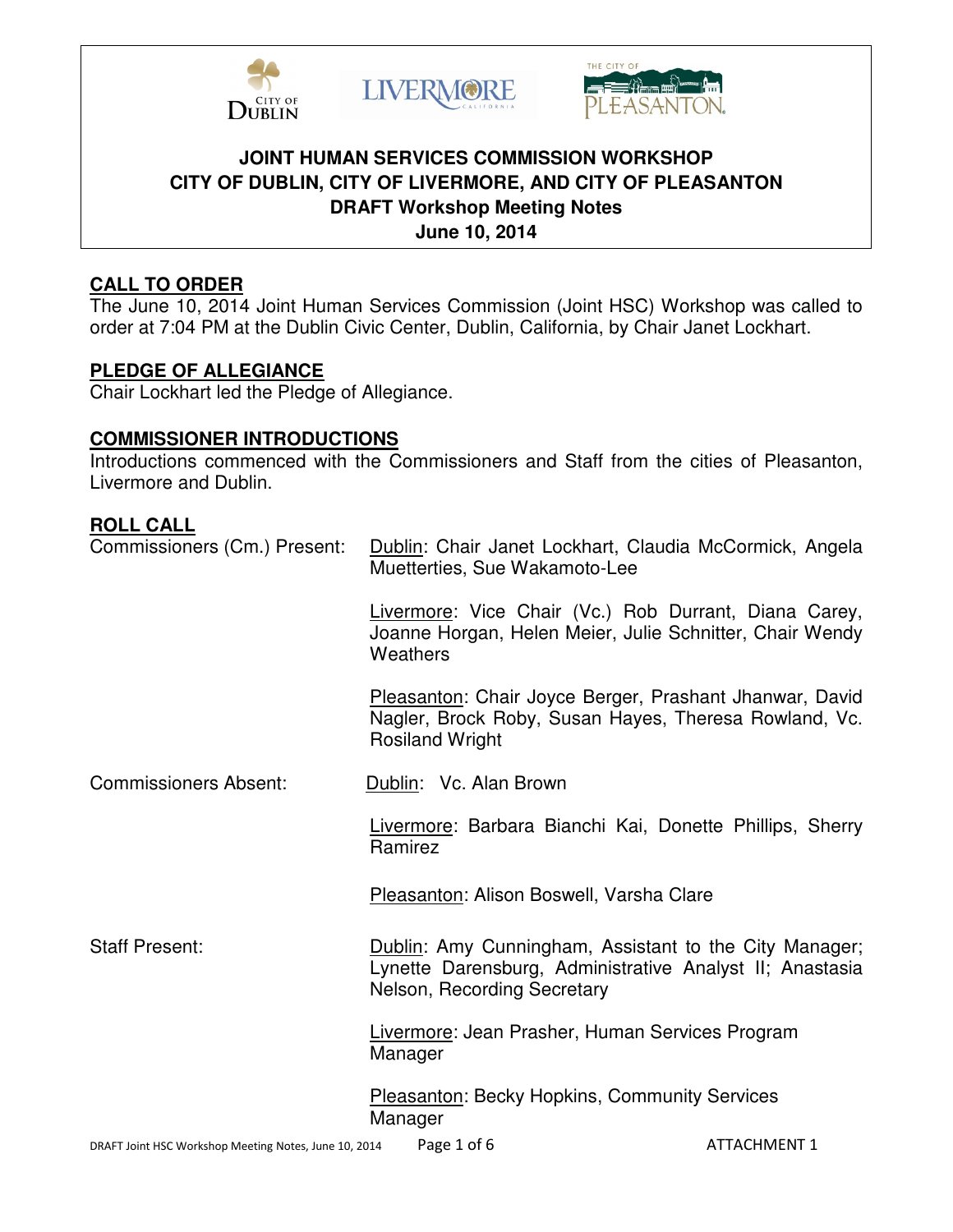# JOINT HUMAN SERVICES COMMISSION WORKSHOP
## CITY OF DUBLIN, CITY OF LIVERMORE, AND CITY OF PLEASANTON
### DRAFT Workshop Meeting Notes
### June 10, 2014

## CALL TO ORDER

The June 10, 2014 Joint Human Services Commission (Joint HSC) Workshop was called to order at 7:04 PM at the Dublin Civic Center, Dublin, California, by Chair Janet Lockhart.

## PLEDGE OF ALLEGIANCE

Chair Lockhart led the Pledge of Allegiance.

## COMMISSIONER INTRODUCTIONS

Introductions commenced with the Commissioners and Staff from the cities of Pleasanton, Livermore and Dublin.

## ROLL CALL

**Commissioners (Cm.) Present:**

Dublin: Chair Janet Lockhart, Claudia McCormick, Angela Muetterties, Sue Wakamoto-Lee

Livermore: Vice Chair (Vc.) Rob Durrant, Diana Carey, Joanne Horgan, Helen Meier, Julie Schnitter, Chair Wendy Weathers

Pleasanton: Chair Joyce Berger, Prashant Jhanwar, David Nagler, Brock Roby, Susan Hayes, Theresa Rowland, Vc. Rosiland Wright

**Commissioners Absent:**

Dublin: Vc. Alan Brown

Livermore: Barbara Bianchi Kai, Donette Phillips, Sherry Ramirez

Pleasanton: Alison Boswell, Varsha Clare

**Staff Present:**

Dublin: Amy Cunningham, Assistant to the City Manager; Lynette Darensburg, Administrative Analyst II; Anastasia Nelson, Recording Secretary

Livermore: Jean Prasher, Human Services Program Manager

Pleasanton: Becky Hopkins, Community Services Manager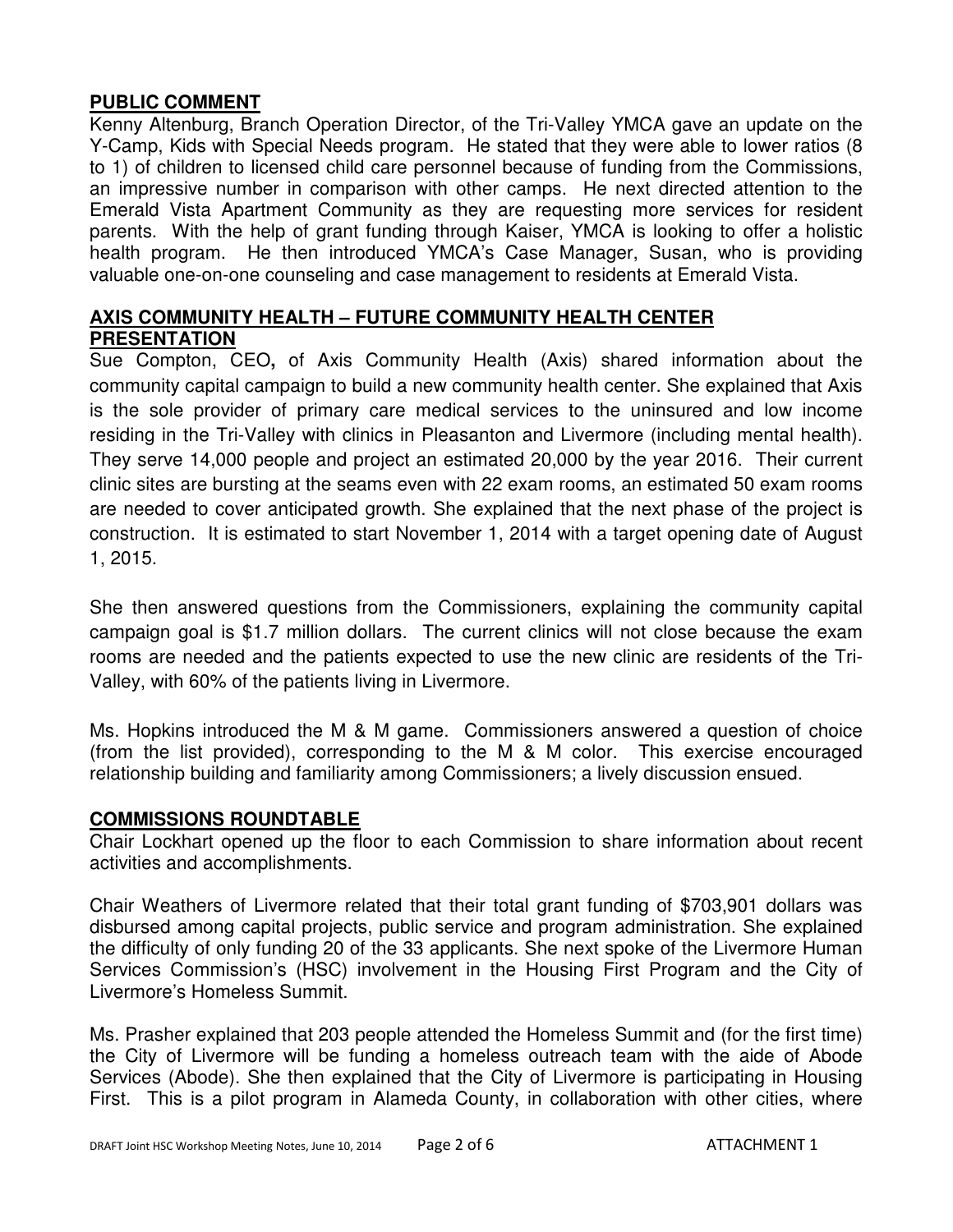## PUBLIC COMMENT

Kenny Altenburg, Branch Operation Director, of the Tri-Valley YMCA gave an update on the Y-Camp, Kids with Special Needs program. He stated that they were able to lower ratios (8 to 1) of children to licensed child care personnel because of funding from the Commissions, an impressive number in comparison with other camps. He next directed attention to the Emerald Vista Apartment Community as they are requesting more services for resident parents. With the help of grant funding through Kaiser, YMCA is looking to offer a holistic health program. He then introduced YMCA's Case Manager, Susan, who is providing valuable one-on-one counseling and case management to residents at Emerald Vista.

## AXIS COMMUNITY HEALTH – FUTURE COMMUNITY HEALTH CENTER PRESENTATION

Sue Compton, CEO**,** of Axis Community Health (Axis) shared information about the community capital campaign to build a new community health center. She explained that Axis is the sole provider of primary care medical services to the uninsured and low income residing in the Tri-Valley with clinics in Pleasanton and Livermore (including mental health). They serve 14,000 people and project an estimated 20,000 by the year 2016. Their current clinic sites are bursting at the seams even with 22 exam rooms, an estimated 50 exam rooms are needed to cover anticipated growth. She explained that the next phase of the project is construction. It is estimated to start November 1, 2014 with a target opening date of August 1, 2015.

She then answered questions from the Commissioners, explaining the community capital campaign goal is $1.7 million dollars. The current clinics will not close because the exam rooms are needed and the patients expected to use the new clinic are residents of the Tri-Valley, with 60% of the patients living in Livermore.

Ms. Hopkins introduced the M & M game. Commissioners answered a question of choice (from the list provided), corresponding to the M & M color. This exercise encouraged relationship building and familiarity among Commissioners; a lively discussion ensued.

## COMMISSIONS ROUNDTABLE

Chair Lockhart opened up the floor to each Commission to share information about recent activities and accomplishments.

Chair Weathers of Livermore related that their total grant funding of $703,901 dollars was disbursed among capital projects, public service and program administration. She explained the difficulty of only funding 20 of the 33 applicants. She next spoke of the Livermore Human Services Commission's (HSC) involvement in the Housing First Program and the City of Livermore's Homeless Summit.

Ms. Prasher explained that 203 people attended the Homeless Summit and (for the first time) the City of Livermore will be funding a homeless outreach team with the aide of Abode Services (Abode). She then explained that the City of Livermore is participating in Housing First. This is a pilot program in Alameda County, in collaboration with other cities, where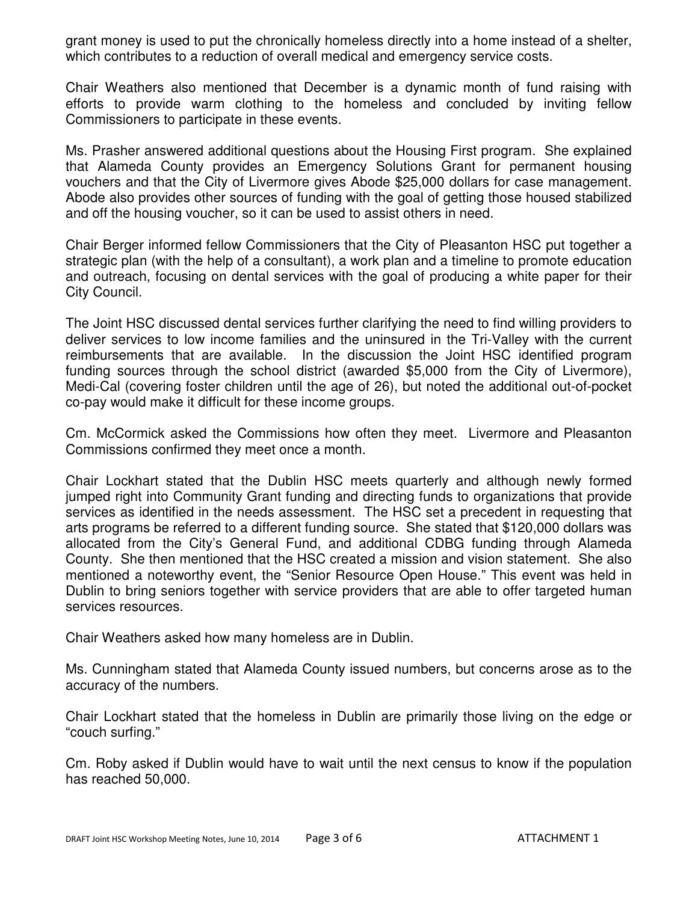grant money is used to put the chronically homeless directly into a home instead of a shelter, which contributes to a reduction of overall medical and emergency service costs.

Chair Weathers also mentioned that December is a dynamic month of fund raising with efforts to provide warm clothing to the homeless and concluded by inviting fellow Commissioners to participate in these events.

Ms. Prasher answered additional questions about the Housing First program. She explained that Alameda County provides an Emergency Solutions Grant for permanent housing vouchers and that the City of Livermore gives Abode $25,000 dollars for case management. Abode also provides other sources of funding with the goal of getting those housed stabilized and off the housing voucher, so it can be used to assist others in need.

Chair Berger informed fellow Commissioners that the City of Pleasanton HSC put together a strategic plan (with the help of a consultant), a work plan and a timeline to promote education and outreach, focusing on dental services with the goal of producing a white paper for their City Council.

The Joint HSC discussed dental services further clarifying the need to find willing providers to deliver services to low income families and the uninsured in the Tri-Valley with the current reimbursements that are available. In the discussion the Joint HSC identified program funding sources through the school district (awarded $5,000 from the City of Livermore), Medi-Cal (covering foster children until the age of 26), but noted the additional out-of-pocket co-pay would make it difficult for these income groups.

Cm. McCormick asked the Commissions how often they meet. Livermore and Pleasanton Commissions confirmed they meet once a month.

Chair Lockhart stated that the Dublin HSC meets quarterly and although newly formed jumped right into Community Grant funding and directing funds to organizations that provide services as identified in the needs assessment. The HSC set a precedent in requesting that arts programs be referred to a different funding source. She stated that $120,000 dollars was allocated from the City's General Fund, and additional CDBG funding through Alameda County. She then mentioned that the HSC created a mission and vision statement. She also mentioned a noteworthy event, the "Senior Resource Open House." This event was held in Dublin to bring seniors together with service providers that are able to offer targeted human services resources.

Chair Weathers asked how many homeless are in Dublin.

Ms. Cunningham stated that Alameda County issued numbers, but concerns arose as to the accuracy of the numbers.

Chair Lockhart stated that the homeless in Dublin are primarily those living on the edge or "couch surfing."

Cm. Roby asked if Dublin would have to wait until the next census to know if the population has reached 50,000.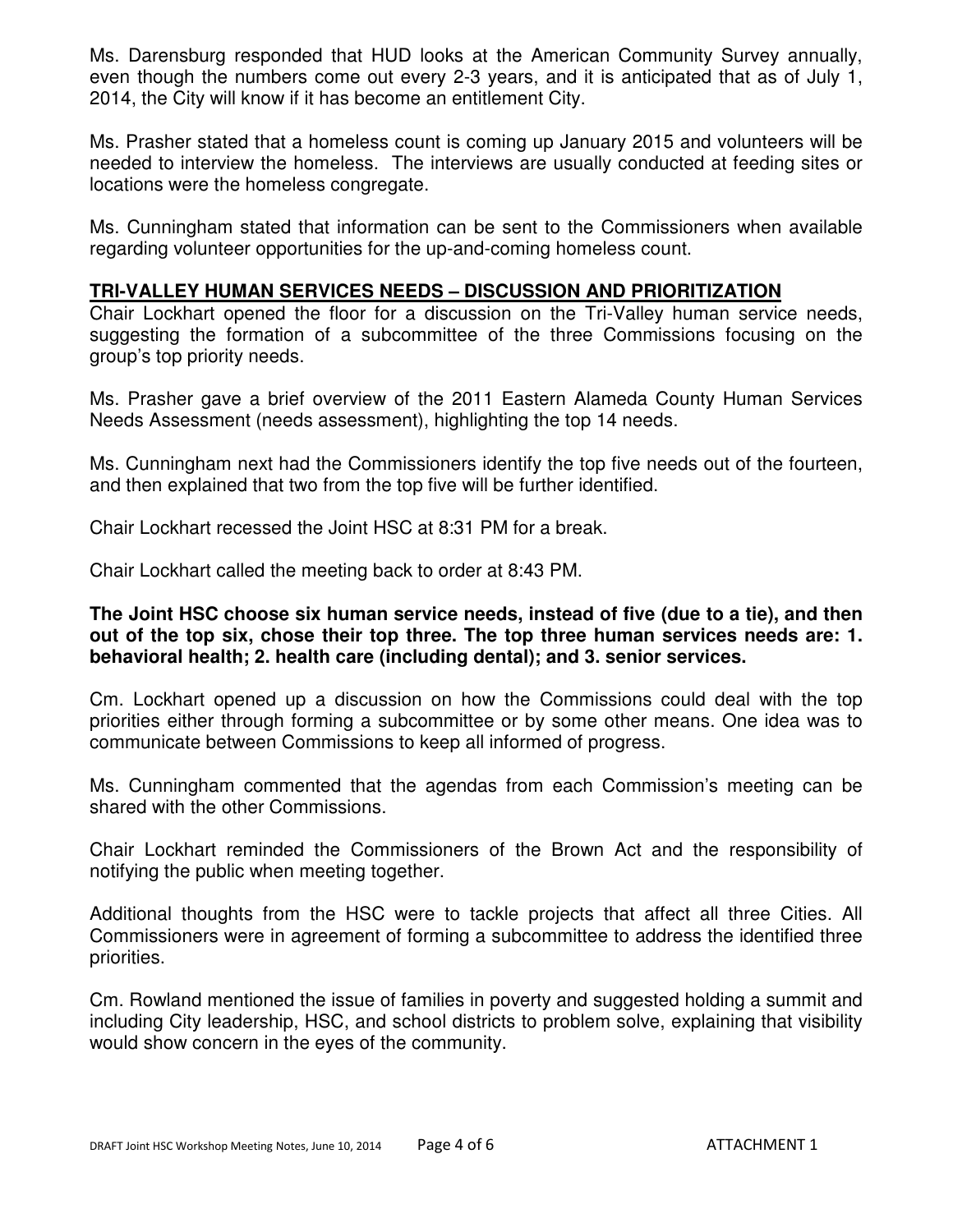Ms. Darensburg responded that HUD looks at the American Community Survey annually, even though the numbers come out every 2-3 years, and it is anticipated that as of July 1, 2014, the City will know if it has become an entitlement City.

Ms. Prasher stated that a homeless count is coming up January 2015 and volunteers will be needed to interview the homeless. The interviews are usually conducted at feeding sites or locations were the homeless congregate.

Ms. Cunningham stated that information can be sent to the Commissioners when available regarding volunteer opportunities for the up-and-coming homeless count.

## TRI-VALLEY HUMAN SERVICES NEEDS – DISCUSSION AND PRIORITIZATION

Chair Lockhart opened the floor for a discussion on the Tri-Valley human service needs, suggesting the formation of a subcommittee of the three Commissions focusing on the group's top priority needs.

Ms. Prasher gave a brief overview of the 2011 Eastern Alameda County Human Services Needs Assessment (needs assessment), highlighting the top 14 needs.

Ms. Cunningham next had the Commissioners identify the top five needs out of the fourteen, and then explained that two from the top five will be further identified.

Chair Lockhart recessed the Joint HSC at 8:31 PM for a break.

Chair Lockhart called the meeting back to order at 8:43 PM.

**The Joint HSC choose six human service needs, instead of five (due to a tie), and then out of the top six, chose their top three. The top three human services needs are: 1. behavioral health; 2. health care (including dental); and 3. senior services.**

Cm. Lockhart opened up a discussion on how the Commissions could deal with the top priorities either through forming a subcommittee or by some other means. One idea was to communicate between Commissions to keep all informed of progress.

Ms. Cunningham commented that the agendas from each Commission's meeting can be shared with the other Commissions.

Chair Lockhart reminded the Commissioners of the Brown Act and the responsibility of notifying the public when meeting together.

Additional thoughts from the HSC were to tackle projects that affect all three Cities. All Commissioners were in agreement of forming a subcommittee to address the identified three priorities.

Cm. Rowland mentioned the issue of families in poverty and suggested holding a summit and including City leadership, HSC, and school districts to problem solve, explaining that visibility would show concern in the eyes of the community.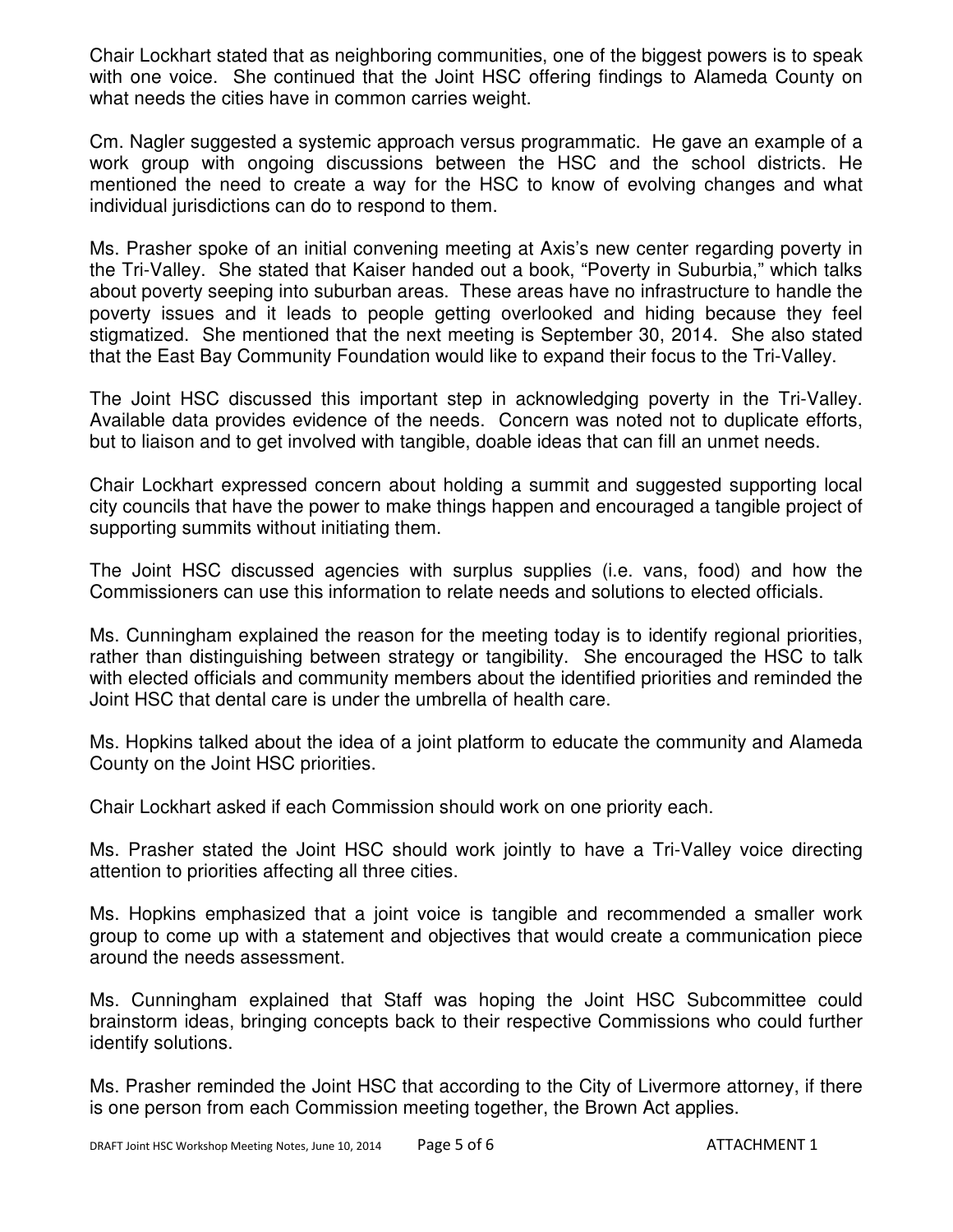Chair Lockhart stated that as neighboring communities, one of the biggest powers is to speak with one voice. She continued that the Joint HSC offering findings to Alameda County on what needs the cities have in common carries weight.

Cm. Nagler suggested a systemic approach versus programmatic. He gave an example of a work group with ongoing discussions between the HSC and the school districts. He mentioned the need to create a way for the HSC to know of evolving changes and what individual jurisdictions can do to respond to them.

Ms. Prasher spoke of an initial convening meeting at Axis's new center regarding poverty in the Tri-Valley. She stated that Kaiser handed out a book, "Poverty in Suburbia," which talks about poverty seeping into suburban areas. These areas have no infrastructure to handle the poverty issues and it leads to people getting overlooked and hiding because they feel stigmatized. She mentioned that the next meeting is September 30, 2014. She also stated that the East Bay Community Foundation would like to expand their focus to the Tri-Valley.

The Joint HSC discussed this important step in acknowledging poverty in the Tri-Valley. Available data provides evidence of the needs. Concern was noted not to duplicate efforts, but to liaison and to get involved with tangible, doable ideas that can fill an unmet needs.

Chair Lockhart expressed concern about holding a summit and suggested supporting local city councils that have the power to make things happen and encouraged a tangible project of supporting summits without initiating them.

The Joint HSC discussed agencies with surplus supplies (i.e. vans, food) and how the Commissioners can use this information to relate needs and solutions to elected officials.

Ms. Cunningham explained the reason for the meeting today is to identify regional priorities, rather than distinguishing between strategy or tangibility. She encouraged the HSC to talk with elected officials and community members about the identified priorities and reminded the Joint HSC that dental care is under the umbrella of health care.

Ms. Hopkins talked about the idea of a joint platform to educate the community and Alameda County on the Joint HSC priorities.

Chair Lockhart asked if each Commission should work on one priority each.

Ms. Prasher stated the Joint HSC should work jointly to have a Tri-Valley voice directing attention to priorities affecting all three cities.

Ms. Hopkins emphasized that a joint voice is tangible and recommended a smaller work group to come up with a statement and objectives that would create a communication piece around the needs assessment.

Ms. Cunningham explained that Staff was hoping the Joint HSC Subcommittee could brainstorm ideas, bringing concepts back to their respective Commissions who could further identify solutions.

Ms. Prasher reminded the Joint HSC that according to the City of Livermore attorney, if there is one person from each Commission meeting together, the Brown Act applies.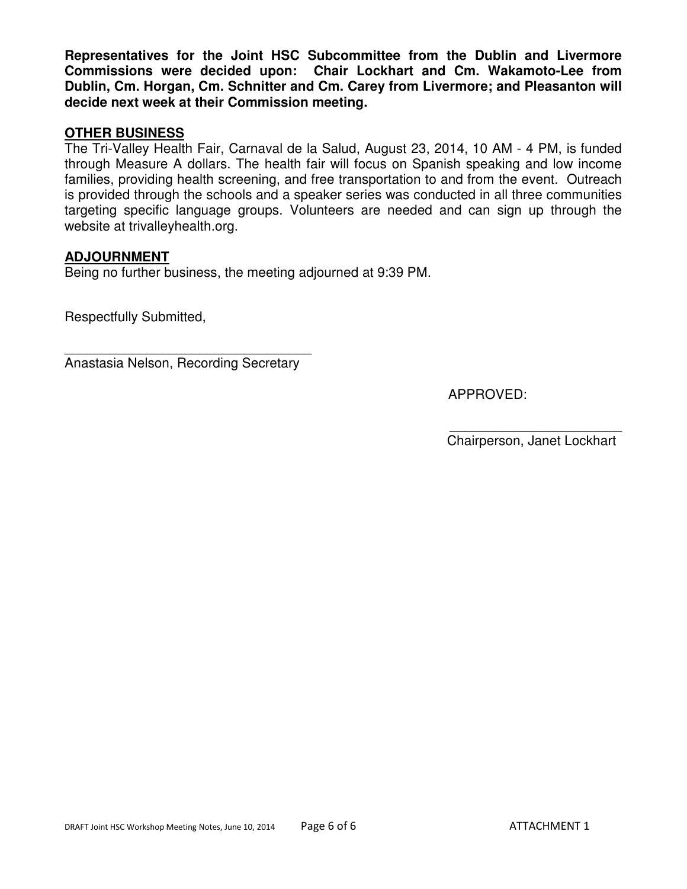**Representatives for the Joint HSC Subcommittee from the Dublin and Livermore Commissions were decided upon: Chair Lockhart and Cm. Wakamoto-Lee from Dublin, Cm. Horgan, Cm. Schnitter and Cm. Carey from Livermore; and Pleasanton will decide next week at their Commission meeting.**

## OTHER BUSINESS

The Tri-Valley Health Fair, Carnaval de la Salud, August 23, 2014, 10 AM - 4 PM, is funded through Measure A dollars. The health fair will focus on Spanish speaking and low income families, providing health screening, and free transportation to and from the event. Outreach is provided through the schools and a speaker series was conducted in all three communities targeting specific language groups. Volunteers are needed and can sign up through the website at trivalleyhealth.org.

## ADJOURNMENT

Being no further business, the meeting adjourned at 9:39 PM.

Respectfully Submitted,

___________________________________
Anastasia Nelson, Recording Secretary

APPROVED:

________________________
Chairperson, Janet Lockhart

DRAFT Joint HSC Workshop Meeting Notes, June 10, 2014 ATTACHMENT 1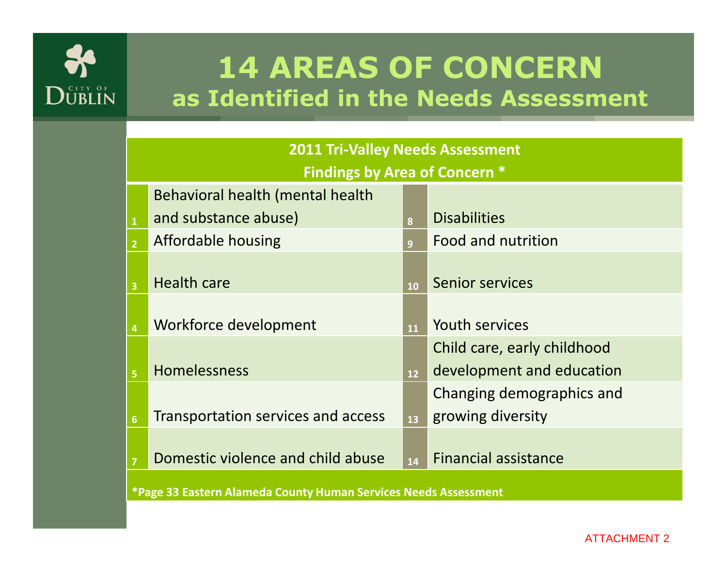CITY OF DUBLIN

# 14 AREAS OF CONCERN
## as Identified in the Needs Assessment

| 2011 Tri-Valley Needs Assessment Findings by Area of Concern * | | | |
|---|---|---|---|
| 1 | Behavioral health (mental health and substance abuse) | 8 | Disabilities |
| 2 | Affordable housing | 9 | Food and nutrition |
| 3 | Health care | 10 | Senior services |
| 4 | Workforce development | 11 | Youth services |
| 5 | Homelessness | 12 | Child care, early childhood development and education |
| 6 | Transportation services and access | 13 | Changing demographics and growing diversity |
| 7 | Domestic violence and child abuse | 14 | Financial assistance |

**\*Page 33 Eastern Alameda County Human Services Needs Assessment**

ATTACHMENT 2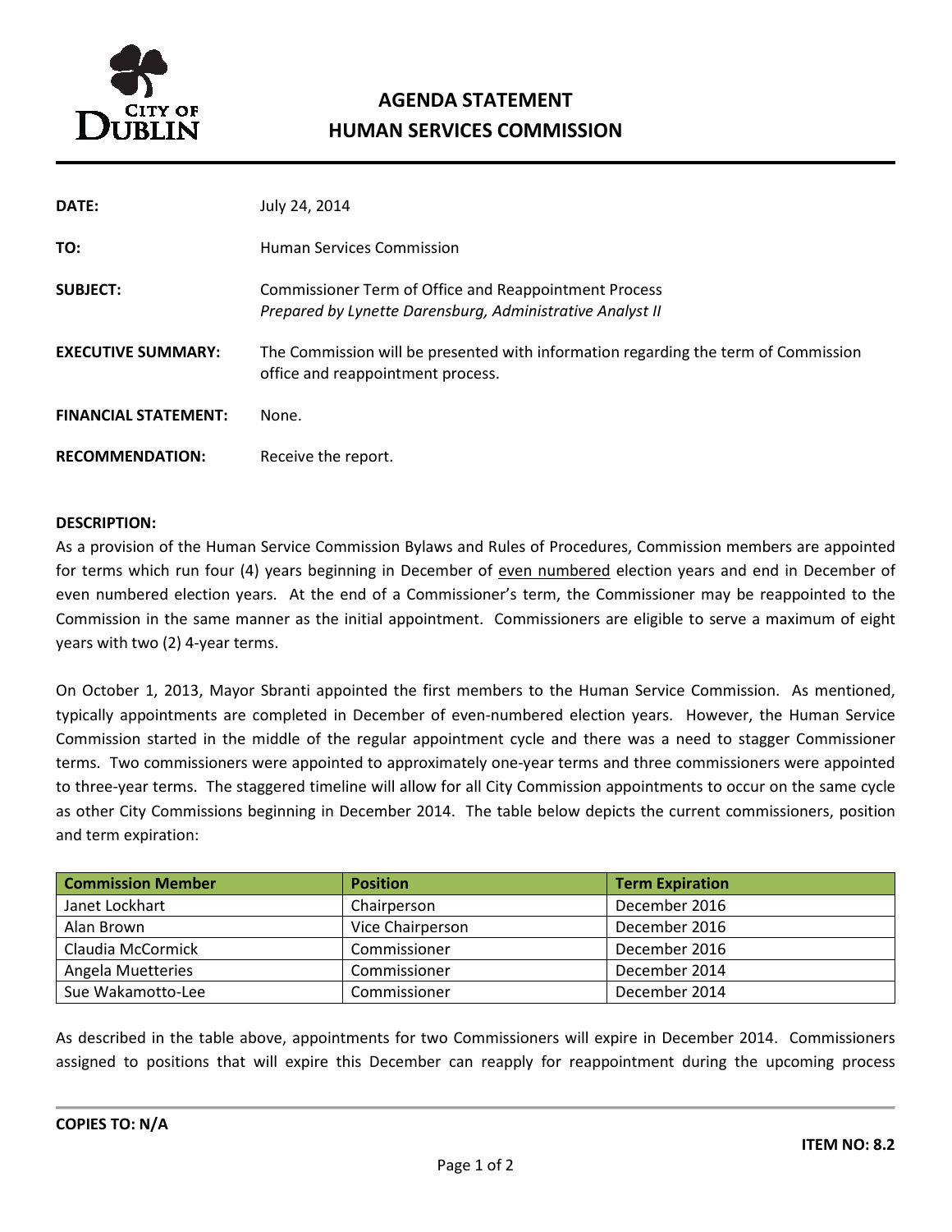# AGENDA STATEMENT
## HUMAN SERVICES COMMISSION

**DATE:** July 24, 2014

**TO:** Human Services Commission

**SUBJECT:** Commissioner Term of Office and Reappointment Process
*Prepared by Lynette Darensburg, Administrative Analyst II*

**EXECUTIVE SUMMARY:** The Commission will be presented with information regarding the term of Commission office and reappointment process.

**FINANCIAL STATEMENT:** None.

**RECOMMENDATION:** Receive the report.

**DESCRIPTION:**

As a provision of the Human Service Commission Bylaws and Rules of Procedures, Commission members are appointed for terms which run four (4) years beginning in December of even numbered election years and end in December of even numbered election years. At the end of a Commissioner's term, the Commissioner may be reappointed to the Commission in the same manner as the initial appointment. Commissioners are eligible to serve a maximum of eight years with two (2) 4-year terms.

On October 1, 2013, Mayor Sbranti appointed the first members to the Human Service Commission. As mentioned, typically appointments are completed in December of even-numbered election years. However, the Human Service Commission started in the middle of the regular appointment cycle and there was a need to stagger Commissioner terms. Two commissioners were appointed to approximately one-year terms and three commissioners were appointed to three-year terms. The staggered timeline will allow for all City Commission appointments to occur on the same cycle as other City Commissions beginning in December 2014. The table below depicts the current commissioners, position and term expiration:

| Commission Member | Position | Term Expiration |
|---|---|---|
| Janet Lockhart | Chairperson | December 2016 |
| Alan Brown | Vice Chairperson | December 2016 |
| Claudia McCormick | Commissioner | December 2016 |
| Angela Muetteries | Commissioner | December 2014 |
| Sue Wakamotto-Lee | Commissioner | December 2014 |

As described in the table above, appointments for two Commissioners will expire in December 2014. Commissioners assigned to positions that will expire this December can reapply for reappointment during the upcoming process

**COPIES TO: N/A**

**ITEM NO: 8.2**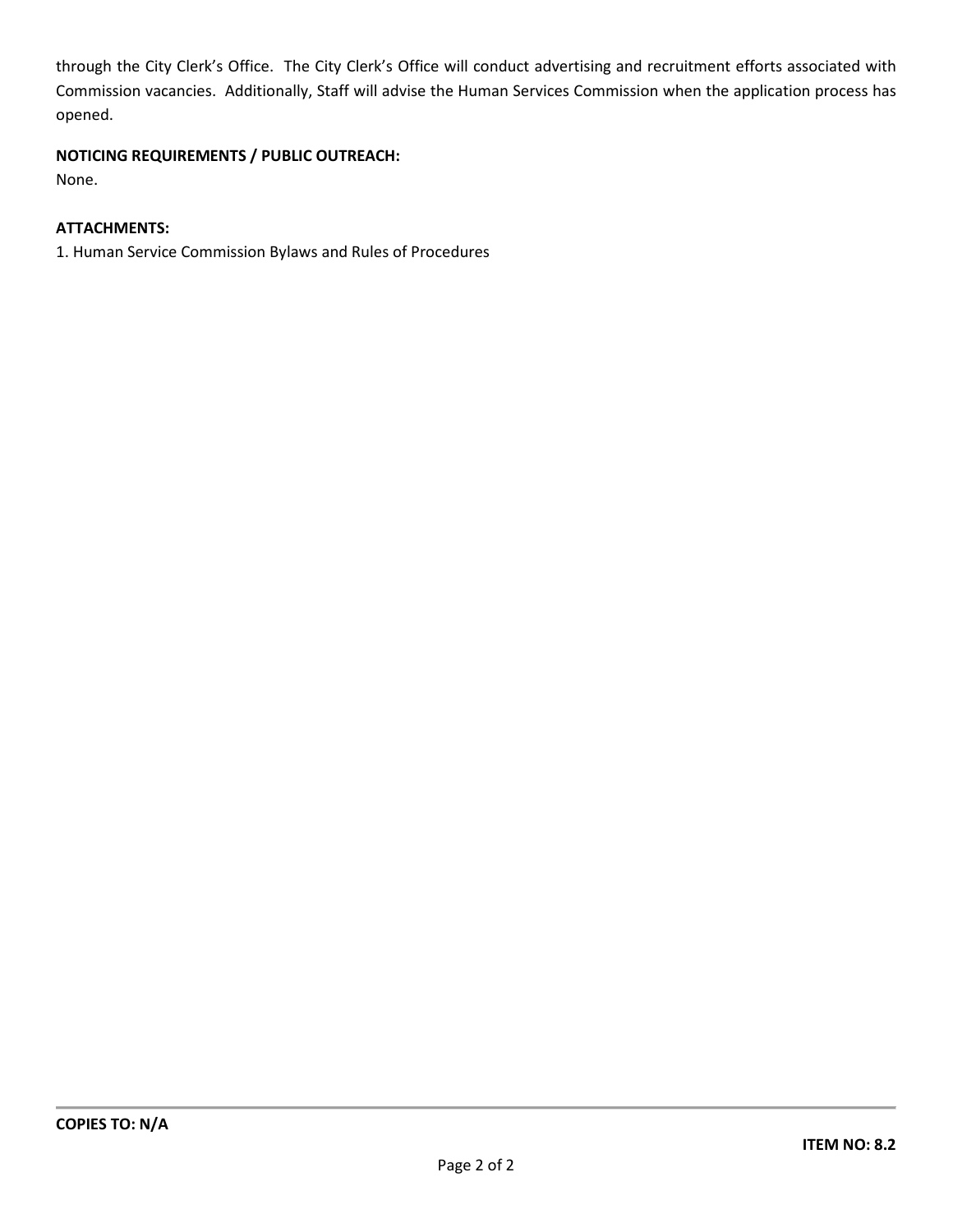through the City Clerk's Office. The City Clerk's Office will conduct advertising and recruitment efforts associated with Commission vacancies. Additionally, Staff will advise the Human Services Commission when the application process has opened.

**NOTICING REQUIREMENTS / PUBLIC OUTREACH:**
None.

**ATTACHMENTS:**
1. Human Service Commission Bylaws and Rules of Procedures

**COPIES TO: N/A**

**ITEM NO: 8.2**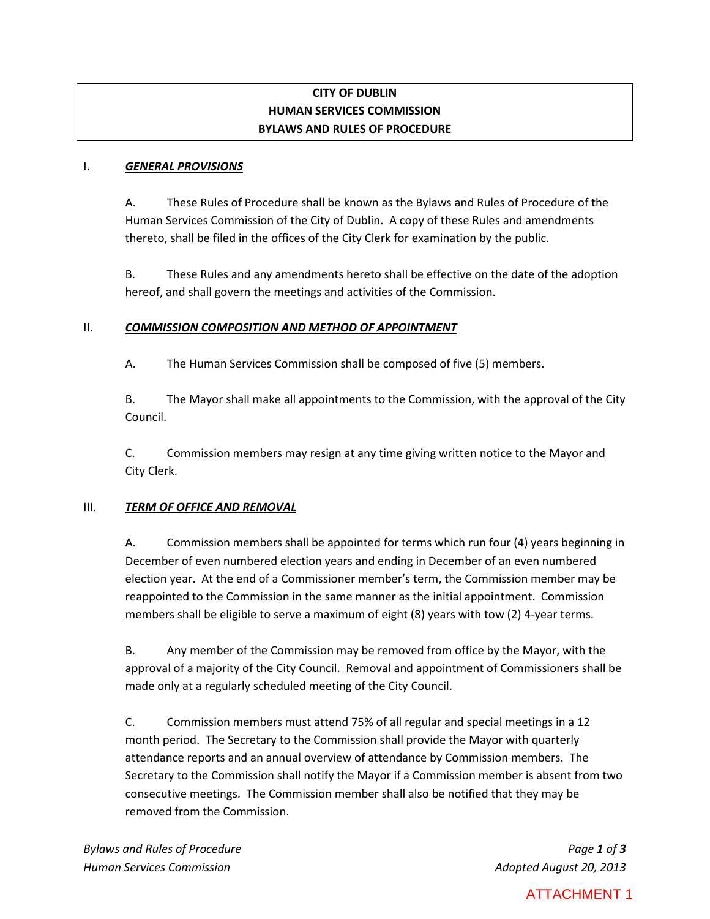**CITY OF DUBLIN**
**HUMAN SERVICES COMMISSION**
**BYLAWS AND RULES OF PROCEDURE**

I. ***GENERAL PROVISIONS***

A. These Rules of Procedure shall be known as the Bylaws and Rules of Procedure of the Human Services Commission of the City of Dublin. A copy of these Rules and amendments thereto, shall be filed in the offices of the City Clerk for examination by the public.

B. These Rules and any amendments hereto shall be effective on the date of the adoption hereof, and shall govern the meetings and activities of the Commission.

II. ***COMMISSION COMPOSITION AND METHOD OF APPOINTMENT***

A. The Human Services Commission shall be composed of five (5) members.

B. The Mayor shall make all appointments to the Commission, with the approval of the City Council.

C. Commission members may resign at any time giving written notice to the Mayor and City Clerk.

III. ***TERM OF OFFICE AND REMOVAL***

A. Commission members shall be appointed for terms which run four (4) years beginning in December of even numbered election years and ending in December of an even numbered election year. At the end of a Commissioner member's term, the Commission member may be reappointed to the Commission in the same manner as the initial appointment. Commission members shall be eligible to serve a maximum of eight (8) years with tow (2) 4-year terms.

B. Any member of the Commission may be removed from office by the Mayor, with the approval of a majority of the City Council. Removal and appointment of Commissioners shall be made only at a regularly scheduled meeting of the City Council.

C. Commission members must attend 75% of all regular and special meetings in a 12 month period. The Secretary to the Commission shall provide the Mayor with quarterly attendance reports and an annual overview of attendance by Commission members. The Secretary to the Commission shall notify the Mayor if a Commission member is absent from two consecutive meetings. The Commission member shall also be notified that they may be removed from the Commission.

*Adopted August 20, 2013*

ATTACHMENT 1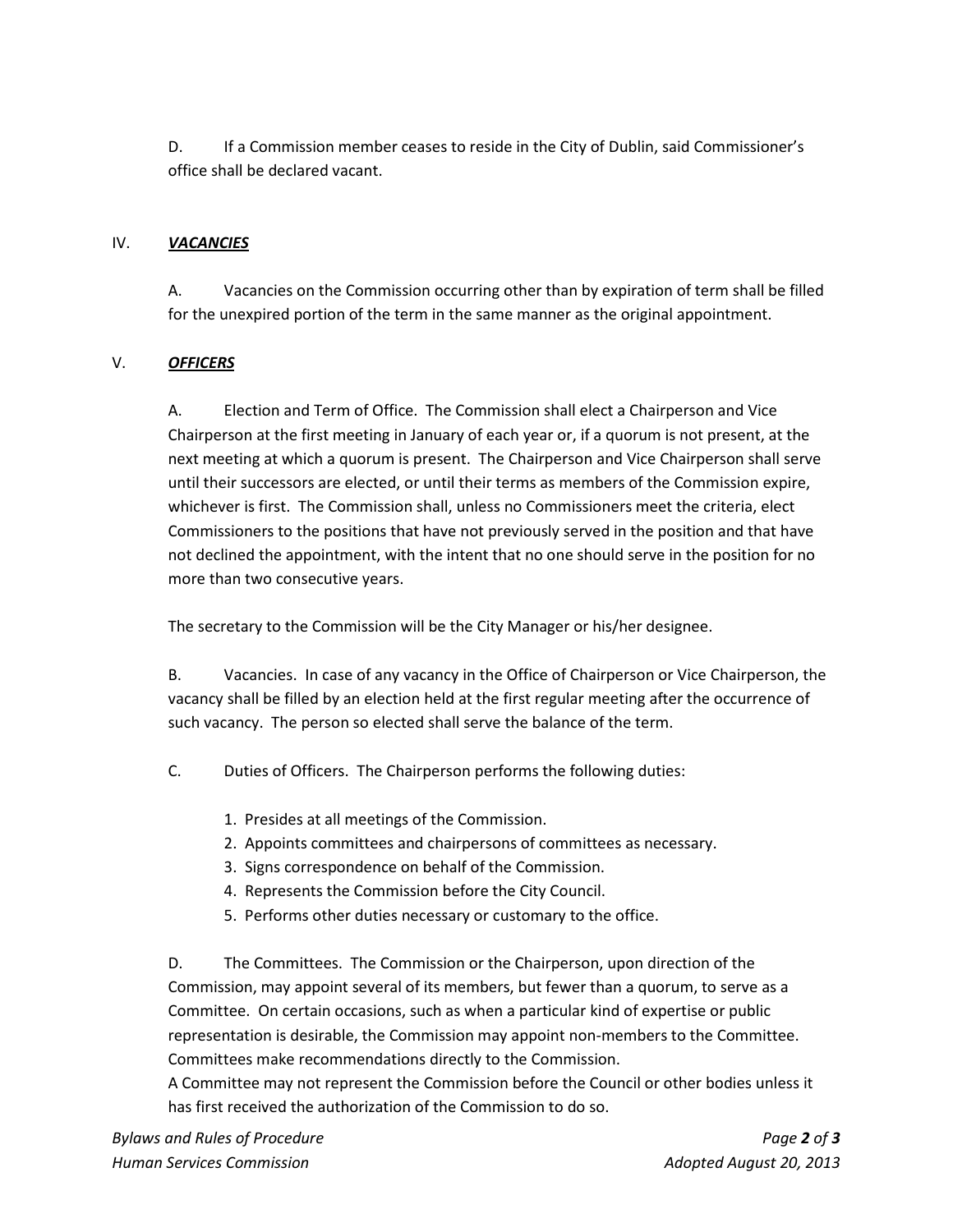D. If a Commission member ceases to reside in the City of Dublin, said Commissioner's office shall be declared vacant.

## IV. ***VACANCIES***

A. Vacancies on the Commission occurring other than by expiration of term shall be filled for the unexpired portion of the term in the same manner as the original appointment.

## V. ***OFFICERS***

A. Election and Term of Office. The Commission shall elect a Chairperson and Vice Chairperson at the first meeting in January of each year or, if a quorum is not present, at the next meeting at which a quorum is present. The Chairperson and Vice Chairperson shall serve until their successors are elected, or until their terms as members of the Commission expire, whichever is first. The Commission shall, unless no Commissioners meet the criteria, elect Commissioners to the positions that have not previously served in the position and that have not declined the appointment, with the intent that no one should serve in the position for no more than two consecutive years.

The secretary to the Commission will be the City Manager or his/her designee.

B. Vacancies. In case of any vacancy in the Office of Chairperson or Vice Chairperson, the vacancy shall be filled by an election held at the first regular meeting after the occurrence of such vacancy. The person so elected shall serve the balance of the term.

C. Duties of Officers. The Chairperson performs the following duties:

1. Presides at all meetings of the Commission.
2. Appoints committees and chairpersons of committees as necessary.
3. Signs correspondence on behalf of the Commission.
4. Represents the Commission before the City Council.
5. Performs other duties necessary or customary to the office.

D. The Committees. The Commission or the Chairperson, upon direction of the Commission, may appoint several of its members, but fewer than a quorum, to serve as a Committee. On certain occasions, such as when a particular kind of expertise or public representation is desirable, the Commission may appoint non-members to the Committee. Committees make recommendations directly to the Commission.
A Committee may not represent the Commission before the Council or other bodies unless it has first received the authorization of the Commission to do so.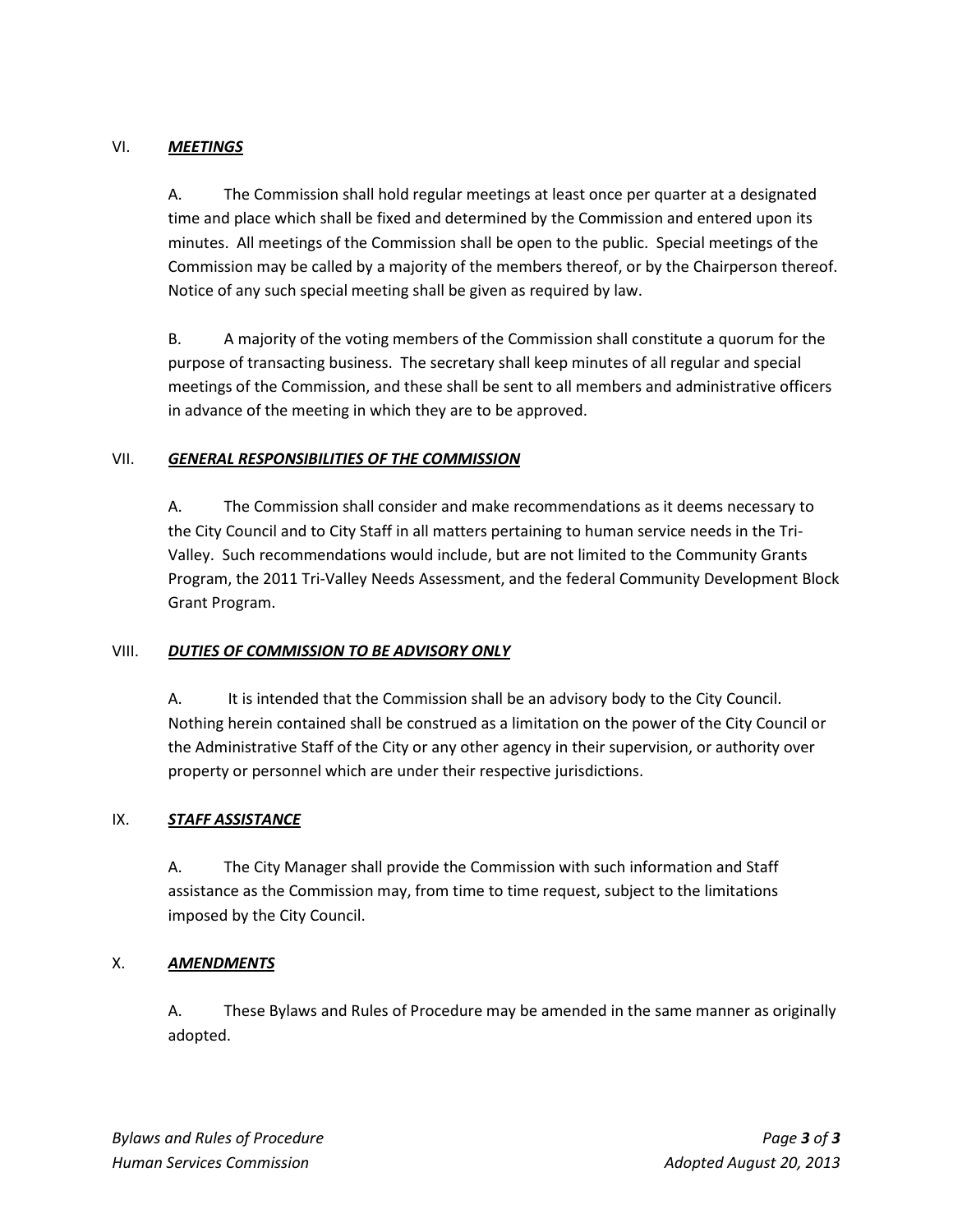## VI. ***MEETINGS***

A. The Commission shall hold regular meetings at least once per quarter at a designated time and place which shall be fixed and determined by the Commission and entered upon its minutes. All meetings of the Commission shall be open to the public. Special meetings of the Commission may be called by a majority of the members thereof, or by the Chairperson thereof. Notice of any such special meeting shall be given as required by law.

B. A majority of the voting members of the Commission shall constitute a quorum for the purpose of transacting business. The secretary shall keep minutes of all regular and special meetings of the Commission, and these shall be sent to all members and administrative officers in advance of the meeting in which they are to be approved.

## VII. ***GENERAL RESPONSIBILITIES OF THE COMMISSION***

A. The Commission shall consider and make recommendations as it deems necessary to the City Council and to City Staff in all matters pertaining to human service needs in the Tri-Valley. Such recommendations would include, but are not limited to the Community Grants Program, the 2011 Tri-Valley Needs Assessment, and the federal Community Development Block Grant Program.

## VIII. ***DUTIES OF COMMISSION TO BE ADVISORY ONLY***

A. It is intended that the Commission shall be an advisory body to the City Council. Nothing herein contained shall be construed as a limitation on the power of the City Council or the Administrative Staff of the City or any other agency in their supervision, or authority over property or personnel which are under their respective jurisdictions.

## IX. ***STAFF ASSISTANCE***

A. The City Manager shall provide the Commission with such information and Staff assistance as the Commission may, from time to time request, subject to the limitations imposed by the City Council.

## X. ***AMENDMENTS***

A. These Bylaws and Rules of Procedure may be amended in the same manner as originally adopted.